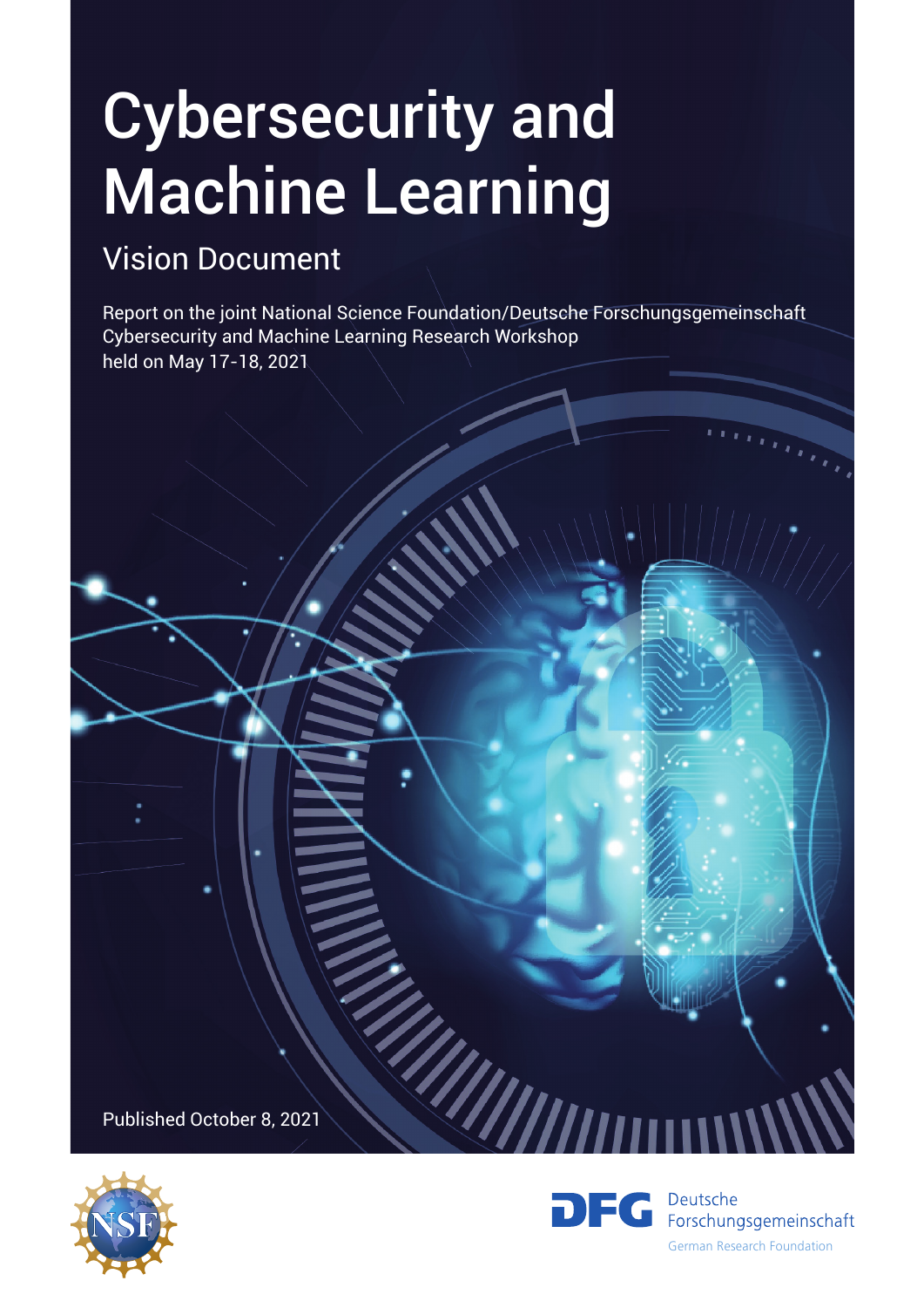# Cybersecurity and Machine Learning

## Vision Document

Report on the joint National Science Foundation/Deutsche Forschungsgemeinschaft Cybersecurity and Machine Learning Research Workshop held on May 17-18, 2021

Published October 8, 2021

Deutsche Forschungsgemeinschaft
German Research Foundation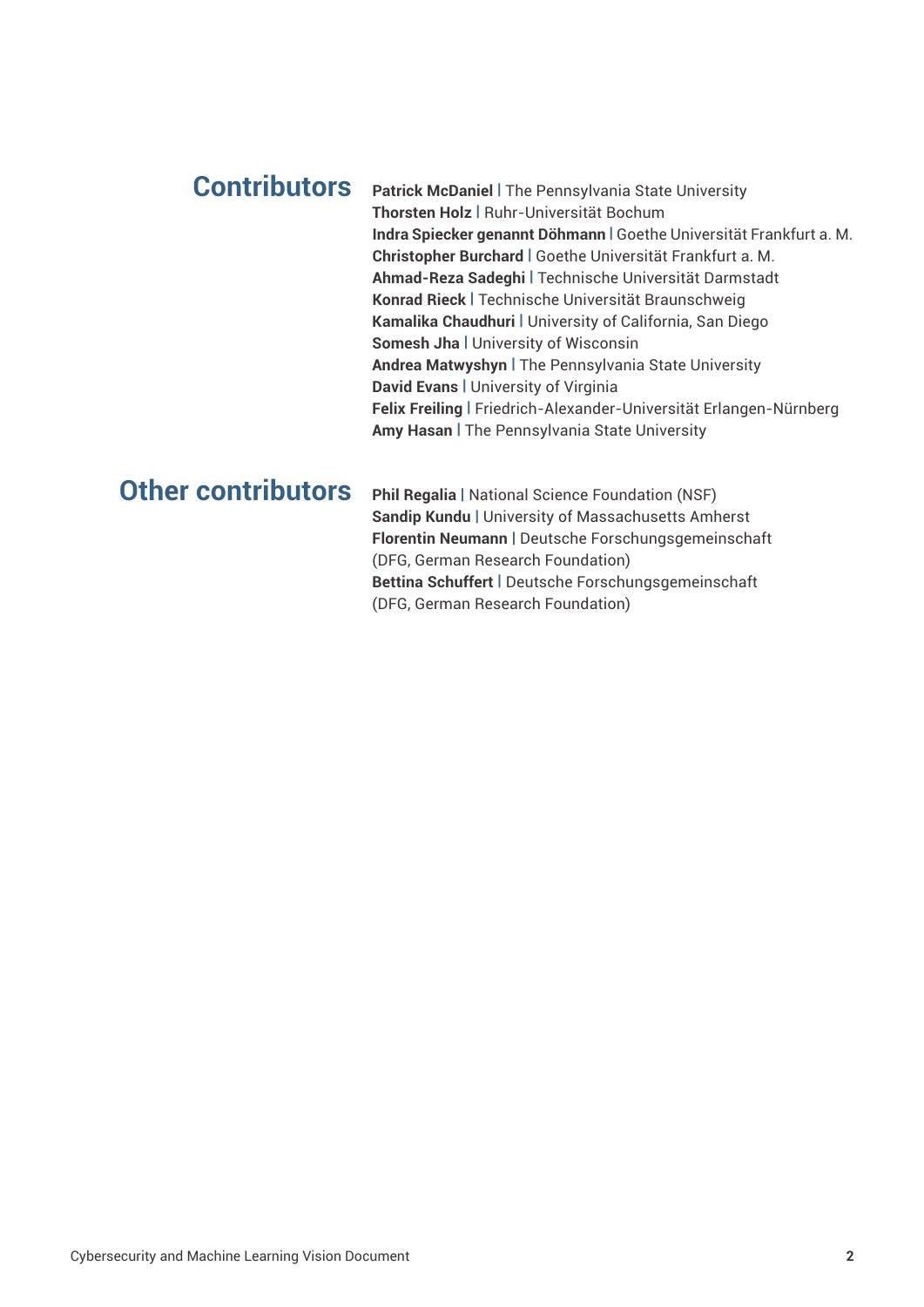## Contributors

**Patrick McDaniel** | The Pennsylvania State University
**Thorsten Holz** | Ruhr-Universität Bochum
**Indra Spiecker genannt Döhmann** | Goethe Universität Frankfurt a. M.
**Christopher Burchard** | Goethe Universität Frankfurt a. M.
**Ahmad-Reza Sadeghi** | Technische Universität Darmstadt
**Konrad Rieck** | Technische Universität Braunschweig
**Kamalika Chaudhuri** | University of California, San Diego
**Somesh Jha** | University of Wisconsin
**Andrea Matwyshyn** | The Pennsylvania State University
**David Evans** | University of Virginia
**Felix Freiling** | Friedrich-Alexander-Universität Erlangen-Nürnberg
**Amy Hasan** | The Pennsylvania State University

## Other contributors

**Phil Regalia** | National Science Foundation (NSF)
**Sandip Kundu** | University of Massachusetts Amherst
**Florentin Neumann** | Deutsche Forschungsgemeinschaft (DFG, German Research Foundation)
**Bettina Schuffert** | Deutsche Forschungsgemeinschaft (DFG, German Research Foundation)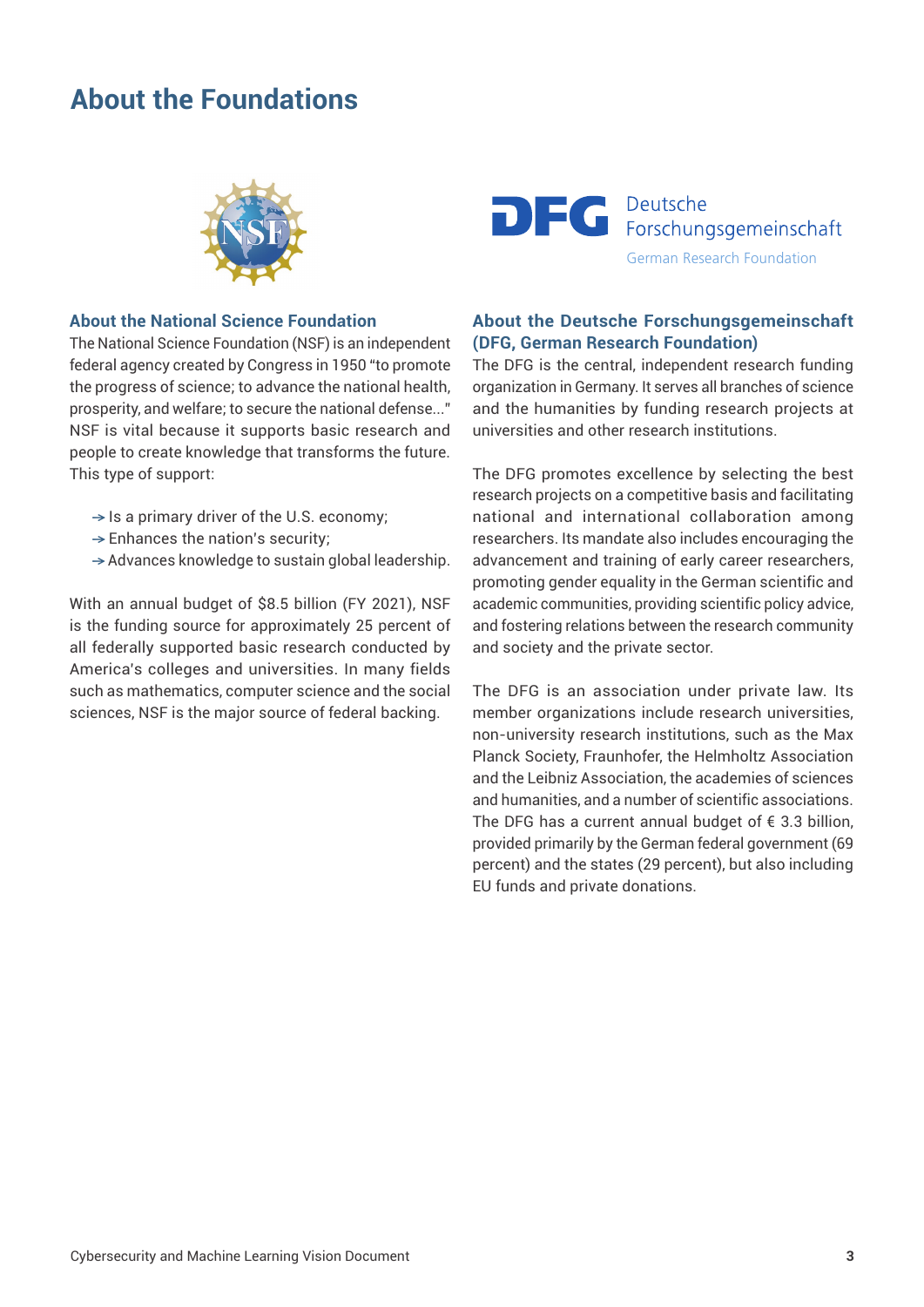# About the Foundations

## About the National Science Foundation

The National Science Foundation (NSF) is an independent federal agency created by Congress in 1950 "to promote the progress of science; to advance the national health, prosperity, and welfare; to secure the national defense..." NSF is vital because it supports basic research and people to create knowledge that transforms the future. This type of support:

- Is a primary driver of the U.S. economy;
- Enhances the nation's security;
- Advances knowledge to sustain global leadership.

With an annual budget of $8.5 billion (FY 2021), NSF is the funding source for approximately 25 percent of all federally supported basic research conducted by America's colleges and universities. In many fields such as mathematics, computer science and the social sciences, NSF is the major source of federal backing.

## About the Deutsche Forschungsgemeinschaft (DFG, German Research Foundation)

The DFG is the central, independent research funding organization in Germany. It serves all branches of science and the humanities by funding research projects at universities and other research institutions.

The DFG promotes excellence by selecting the best research projects on a competitive basis and facilitating national and international collaboration among researchers. Its mandate also includes encouraging the advancement and training of early career researchers, promoting gender equality in the German scientific and academic communities, providing scientific policy advice, and fostering relations between the research community and society and the private sector.

The DFG is an association under private law. Its member organizations include research universities, non-university research institutions, such as the Max Planck Society, Fraunhofer, the Helmholtz Association and the Leibniz Association, the academies of sciences and humanities, and a number of scientific associations. The DFG has a current annual budget of € 3.3 billion, provided primarily by the German federal government (69 percent) and the states (29 percent), but also including EU funds and private donations.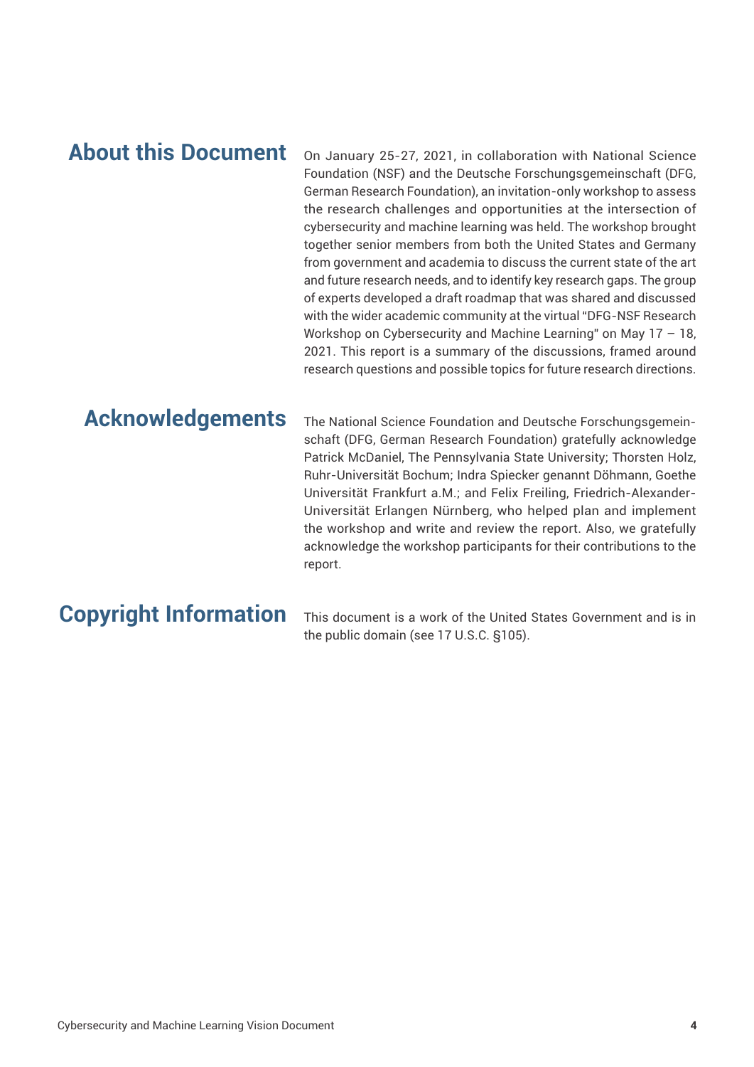## About this Document

On January 25-27, 2021, in collaboration with National Science Foundation (NSF) and the Deutsche Forschungsgemeinschaft (DFG, German Research Foundation), an invitation-only workshop to assess the research challenges and opportunities at the intersection of cybersecurity and machine learning was held. The workshop brought together senior members from both the United States and Germany from government and academia to discuss the current state of the art and future research needs, and to identify key research gaps. The group of experts developed a draft roadmap that was shared and discussed with the wider academic community at the virtual "DFG-NSF Research Workshop on Cybersecurity and Machine Learning" on May 17 – 18, 2021. This report is a summary of the discussions, framed around research questions and possible topics for future research directions.

## Acknowledgements

The National Science Foundation and Deutsche Forschungsgemeinschaft (DFG, German Research Foundation) gratefully acknowledge Patrick McDaniel, The Pennsylvania State University; Thorsten Holz, Ruhr-Universität Bochum; Indra Spiecker genannt Döhmann, Goethe Universität Frankfurt a.M.; and Felix Freiling, Friedrich-Alexander-Universität Erlangen Nürnberg, who helped plan and implement the workshop and write and review the report. Also, we gratefully acknowledge the workshop participants for their contributions to the report.

## Copyright Information

This document is a work of the United States Government and is in the public domain (see 17 U.S.C. §105).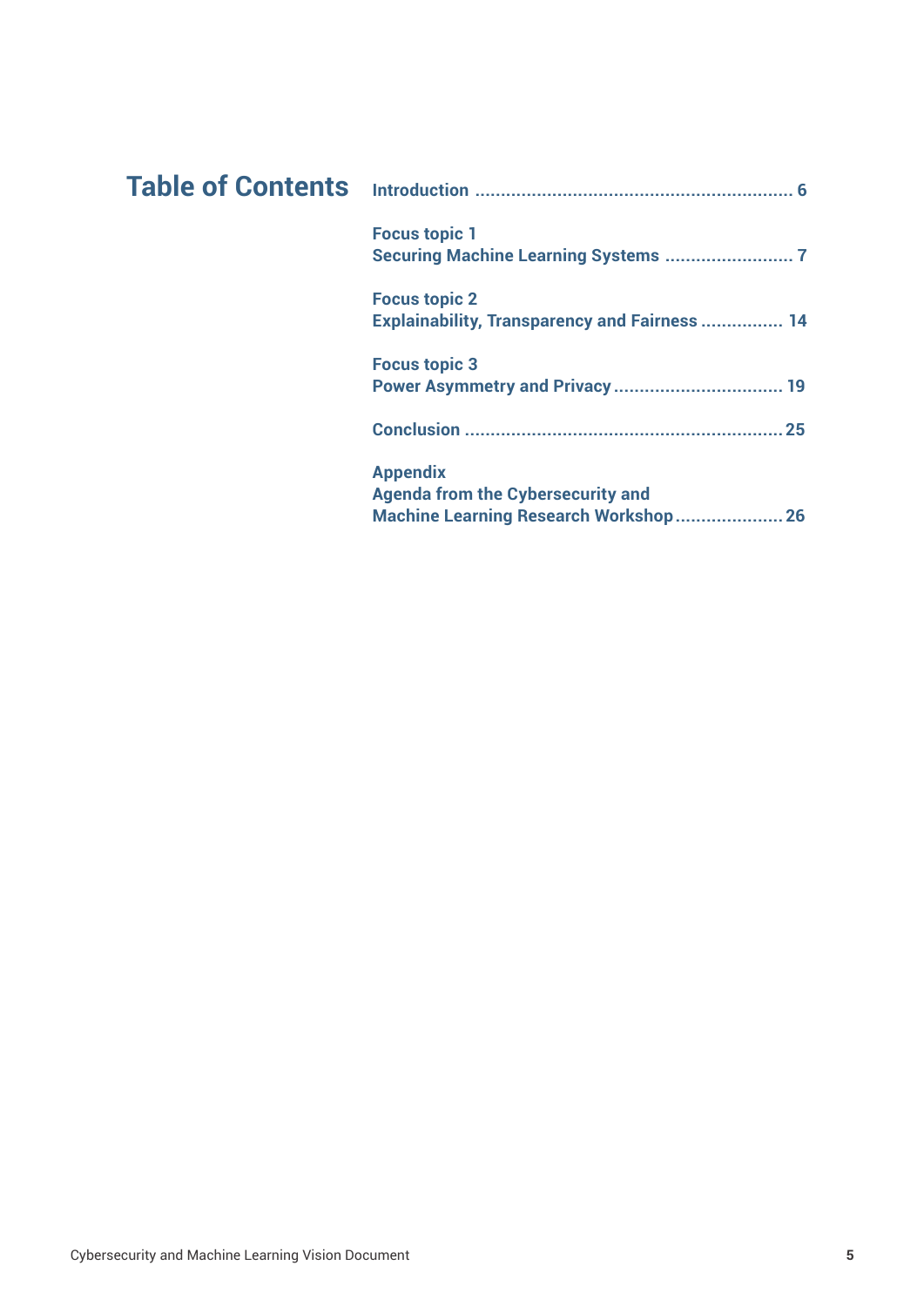# Table of Contents

**Introduction** ............................................................. 6

**Focus topic 1**
**Securing Machine Learning Systems** ......................... 7

**Focus topic 2**
**Explainability, Transparency and Fairness** ................ 14

**Focus topic 3**
**Power Asymmetry and Privacy** ................................ 19

**Conclusion** ............................................................. 25

**Appendix**
**Agenda from the Cybersecurity and**
**Machine Learning Research Workshop** ..................... 26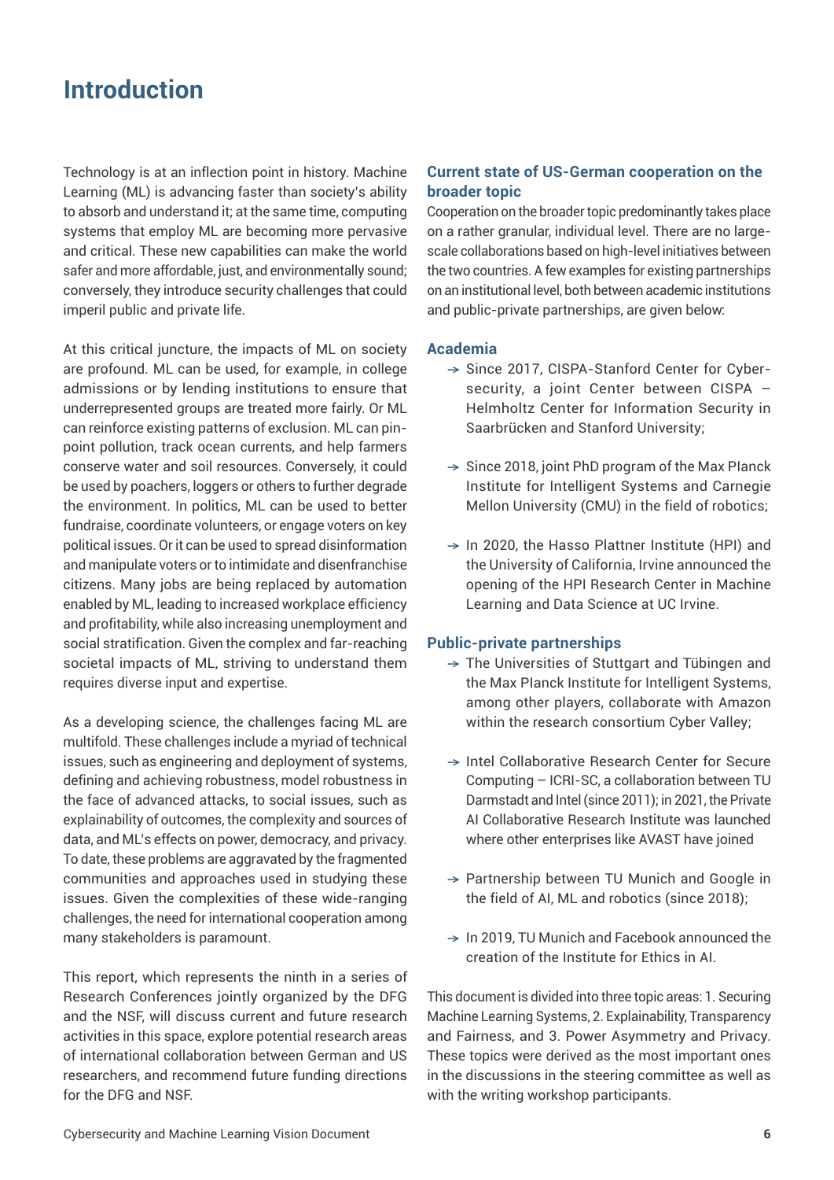# Introduction

Technology is at an inflection point in history. Machine Learning (ML) is advancing faster than society's ability to absorb and understand it; at the same time, computing systems that employ ML are becoming more pervasive and critical. These new capabilities can make the world safer and more affordable, just, and environmentally sound; conversely, they introduce security challenges that could imperil public and private life.

At this critical juncture, the impacts of ML on society are profound. ML can be used, for example, in college admissions or by lending institutions to ensure that underrepresented groups are treated more fairly. Or ML can reinforce existing patterns of exclusion. ML can pinpoint pollution, track ocean currents, and help farmers conserve water and soil resources. Conversely, it could be used by poachers, loggers or others to further degrade the environment. In politics, ML can be used to better fundraise, coordinate volunteers, or engage voters on key political issues. Or it can be used to spread disinformation and manipulate voters or to intimidate and disenfranchise citizens. Many jobs are being replaced by automation enabled by ML, leading to increased workplace efficiency and profitability, while also increasing unemployment and social stratification. Given the complex and far-reaching societal impacts of ML, striving to understand them requires diverse input and expertise.

As a developing science, the challenges facing ML are multifold. These challenges include a myriad of technical issues, such as engineering and deployment of systems, defining and achieving robustness, model robustness in the face of advanced attacks, to social issues, such as explainability of outcomes, the complexity and sources of data, and ML's effects on power, democracy, and privacy. To date, these problems are aggravated by the fragmented communities and approaches used in studying these issues. Given the complexities of these wide-ranging challenges, the need for international cooperation among many stakeholders is paramount.

This report, which represents the ninth in a series of Research Conferences jointly organized by the DFG and the NSF, will discuss current and future research activities in this space, explore potential research areas of international collaboration between German and US researchers, and recommend future funding directions for the DFG and NSF.

### Current state of US-German cooperation on the broader topic

Cooperation on the broader topic predominantly takes place on a rather granular, individual level. There are no large-scale collaborations based on high-level initiatives between the two countries. A few examples for existing partnerships on an institutional level, both between academic institutions and public-private partnerships, are given below:

### Academia

- Since 2017, CISPA-Stanford Center for Cybersecurity, a joint Center between CISPA – Helmholtz Center for Information Security in Saarbrücken and Stanford University;
- Since 2018, joint PhD program of the Max Planck Institute for Intelligent Systems and Carnegie Mellon University (CMU) in the field of robotics;
- In 2020, the Hasso Plattner Institute (HPI) and the University of California, Irvine announced the opening of the HPI Research Center in Machine Learning and Data Science at UC Irvine.

### Public-private partnerships

- The Universities of Stuttgart and Tübingen and the Max Planck Institute for Intelligent Systems, among other players, collaborate with Amazon within the research consortium Cyber Valley;
- Intel Collaborative Research Center for Secure Computing – ICRI-SC, a collaboration between TU Darmstadt and Intel (since 2011); in 2021, the Private AI Collaborative Research Institute was launched where other enterprises like AVAST have joined
- Partnership between TU Munich and Google in the field of AI, ML and robotics (since 2018);
- In 2019, TU Munich and Facebook announced the creation of the Institute for Ethics in AI.

This document is divided into three topic areas: 1. Securing Machine Learning Systems, 2. Explainability, Transparency and Fairness, and 3. Power Asymmetry and Privacy. These topics were derived as the most important ones in the discussions in the steering committee as well as with the writing workshop participants.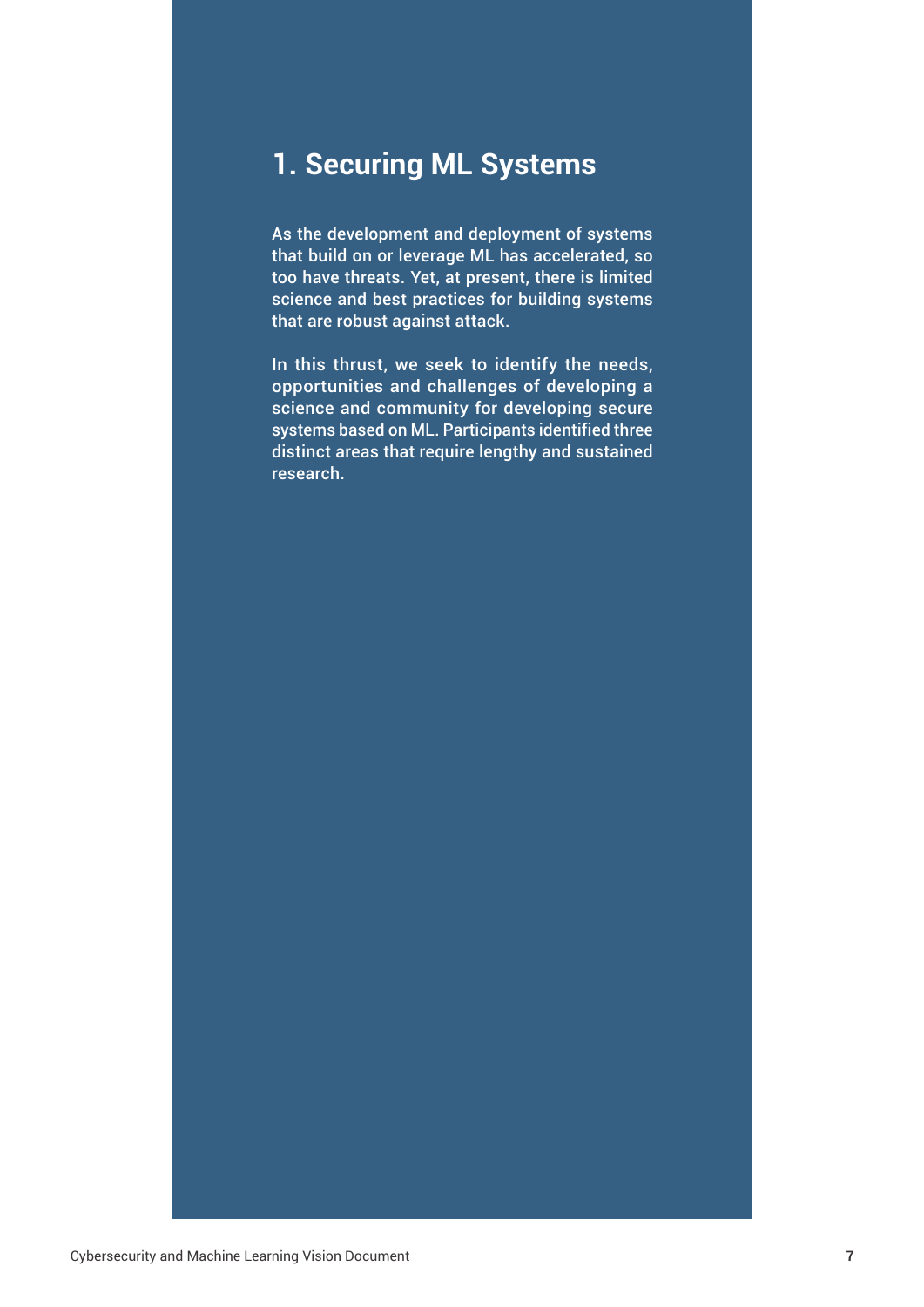# 1. Securing ML Systems

As the development and deployment of systems that build on or leverage ML has accelerated, so too have threats. Yet, at present, there is limited science and best practices for building systems that are robust against attack.

In this thrust, we seek to identify the needs, opportunities and challenges of developing a science and community for developing secure systems based on ML. Participants identified three distinct areas that require lengthy and sustained research.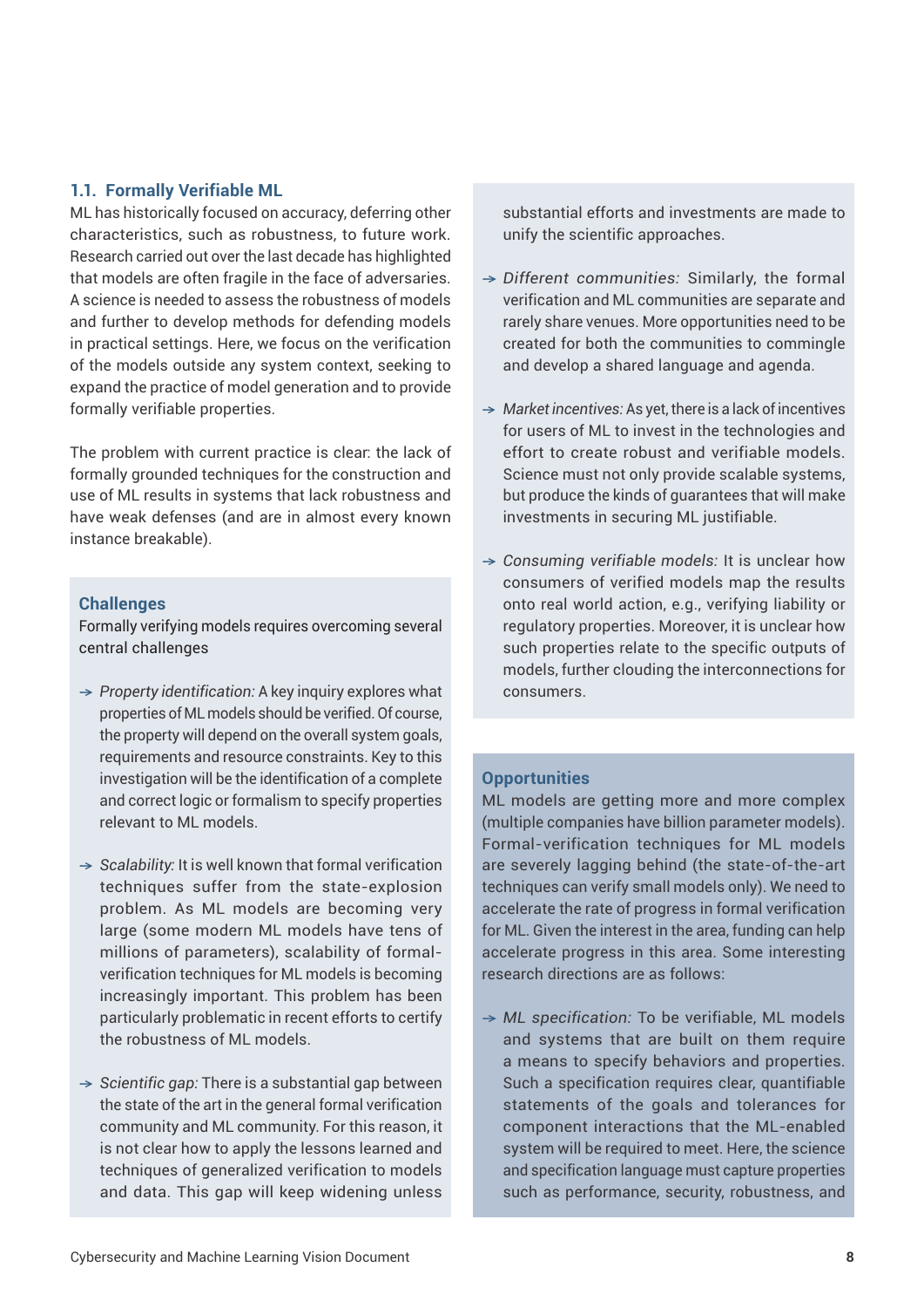### 1.1. Formally Verifiable ML

ML has historically focused on accuracy, deferring other characteristics, such as robustness, to future work. Research carried out over the last decade has highlighted that models are often fragile in the face of adversaries. A science is needed to assess the robustness of models and further to develop methods for defending models in practical settings. Here, we focus on the verification of the models outside any system context, seeking to expand the practice of model generation and to provide formally verifiable properties.

The problem with current practice is clear: the lack of formally grounded techniques for the construction and use of ML results in systems that lack robustness and have weak defenses (and are in almost every known instance breakable).

#### Challenges

Formally verifying models requires overcoming several central challenges

- *Property identification:* A key inquiry explores what properties of ML models should be verified. Of course, the property will depend on the overall system goals, requirements and resource constraints. Key to this investigation will be the identification of a complete and correct logic or formalism to specify properties relevant to ML models.
- *Scalability:* It is well known that formal verification techniques suffer from the state-explosion problem. As ML models are becoming very large (some modern ML models have tens of millions of parameters), scalability of formal-verification techniques for ML models is becoming increasingly important. This problem has been particularly problematic in recent efforts to certify the robustness of ML models.
- *Scientific gap:* There is a substantial gap between the state of the art in the general formal verification community and ML community. For this reason, it is not clear how to apply the lessons learned and techniques of generalized verification to models and data. This gap will keep widening unless substantial efforts and investments are made to unify the scientific approaches.
- *Different communities:* Similarly, the formal verification and ML communities are separate and rarely share venues. More opportunities need to be created for both the communities to commingle and develop a shared language and agenda.
- *Market incentives:* As yet, there is a lack of incentives for users of ML to invest in the technologies and effort to create robust and verifiable models. Science must not only provide scalable systems, but produce the kinds of guarantees that will make investments in securing ML justifiable.
- *Consuming verifiable models:* It is unclear how consumers of verified models map the results onto real world action, e.g., verifying liability or regulatory properties. Moreover, it is unclear how such properties relate to the specific outputs of models, further clouding the interconnections for consumers.

#### Opportunities

ML models are getting more and more complex (multiple companies have billion parameter models). Formal-verification techniques for ML models are severely lagging behind (the state-of-the-art techniques can verify small models only). We need to accelerate the rate of progress in formal verification for ML. Given the interest in the area, funding can help accelerate progress in this area. Some interesting research directions are as follows:

- *ML specification:* To be verifiable, ML models and systems that are built on them require a means to specify behaviors and properties. Such a specification requires clear, quantifiable statements of the goals and tolerances for component interactions that the ML-enabled system will be required to meet. Here, the science and specification language must capture properties such as performance, security, robustness, and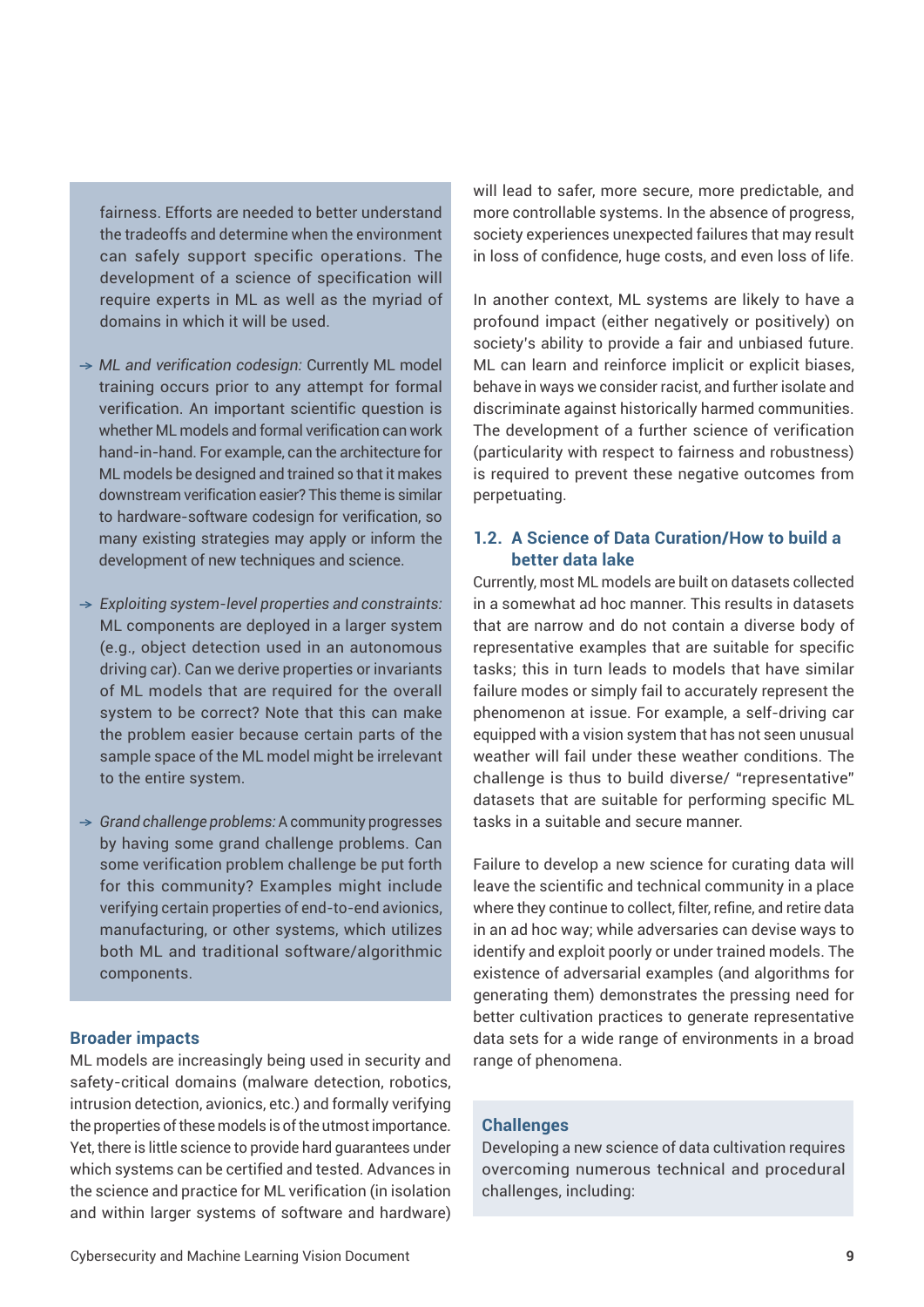fairness. Efforts are needed to better understand the tradeoffs and determine when the environment can safely support specific operations. The development of a science of specification will require experts in ML as well as the myriad of domains in which it will be used.

- *ML and verification codesign:* Currently ML model training occurs prior to any attempt for formal verification. An important scientific question is whether ML models and formal verification can work hand-in-hand. For example, can the architecture for ML models be designed and trained so that it makes downstream verification easier? This theme is similar to hardware-software codesign for verification, so many existing strategies may apply or inform the development of new techniques and science.
- *Exploiting system-level properties and constraints:* ML components are deployed in a larger system (e.g., object detection used in an autonomous driving car). Can we derive properties or invariants of ML models that are required for the overall system to be correct? Note that this can make the problem easier because certain parts of the sample space of the ML model might be irrelevant to the entire system.
- *Grand challenge problems:* A community progresses by having some grand challenge problems. Can some verification problem challenge be put forth for this community? Examples might include verifying certain properties of end-to-end avionics, manufacturing, or other systems, which utilizes both ML and traditional software/algorithmic components.

### Broader impacts

ML models are increasingly being used in security and safety-critical domains (malware detection, robotics, intrusion detection, avionics, etc.) and formally verifying the properties of these models is of the utmost importance. Yet, there is little science to provide hard guarantees under which systems can be certified and tested. Advances in the science and practice for ML verification (in isolation and within larger systems of software and hardware) will lead to safer, more secure, more predictable, and more controllable systems. In the absence of progress, society experiences unexpected failures that may result in loss of confidence, huge costs, and even loss of life.

In another context, ML systems are likely to have a profound impact (either negatively or positively) on society's ability to provide a fair and unbiased future. ML can learn and reinforce implicit or explicit biases, behave in ways we consider racist, and further isolate and discriminate against historically harmed communities. The development of a further science of verification (particularity with respect to fairness and robustness) is required to prevent these negative outcomes from perpetuating.

## 1.2. A Science of Data Curation/How to build a better data lake

Currently, most ML models are built on datasets collected in a somewhat ad hoc manner. This results in datasets that are narrow and do not contain a diverse body of representative examples that are suitable for specific tasks; this in turn leads to models that have similar failure modes or simply fail to accurately represent the phenomenon at issue. For example, a self-driving car equipped with a vision system that has not seen unusual weather will fail under these weather conditions. The challenge is thus to build diverse/ "representative" datasets that are suitable for performing specific ML tasks in a suitable and secure manner.

Failure to develop a new science for curating data will leave the scientific and technical community in a place where they continue to collect, filter, refine, and retire data in an ad hoc way; while adversaries can devise ways to identify and exploit poorly or under trained models. The existence of adversarial examples (and algorithms for generating them) demonstrates the pressing need for better cultivation practices to generate representative data sets for a wide range of environments in a broad range of phenomena.

### Challenges

Developing a new science of data cultivation requires overcoming numerous technical and procedural challenges, including: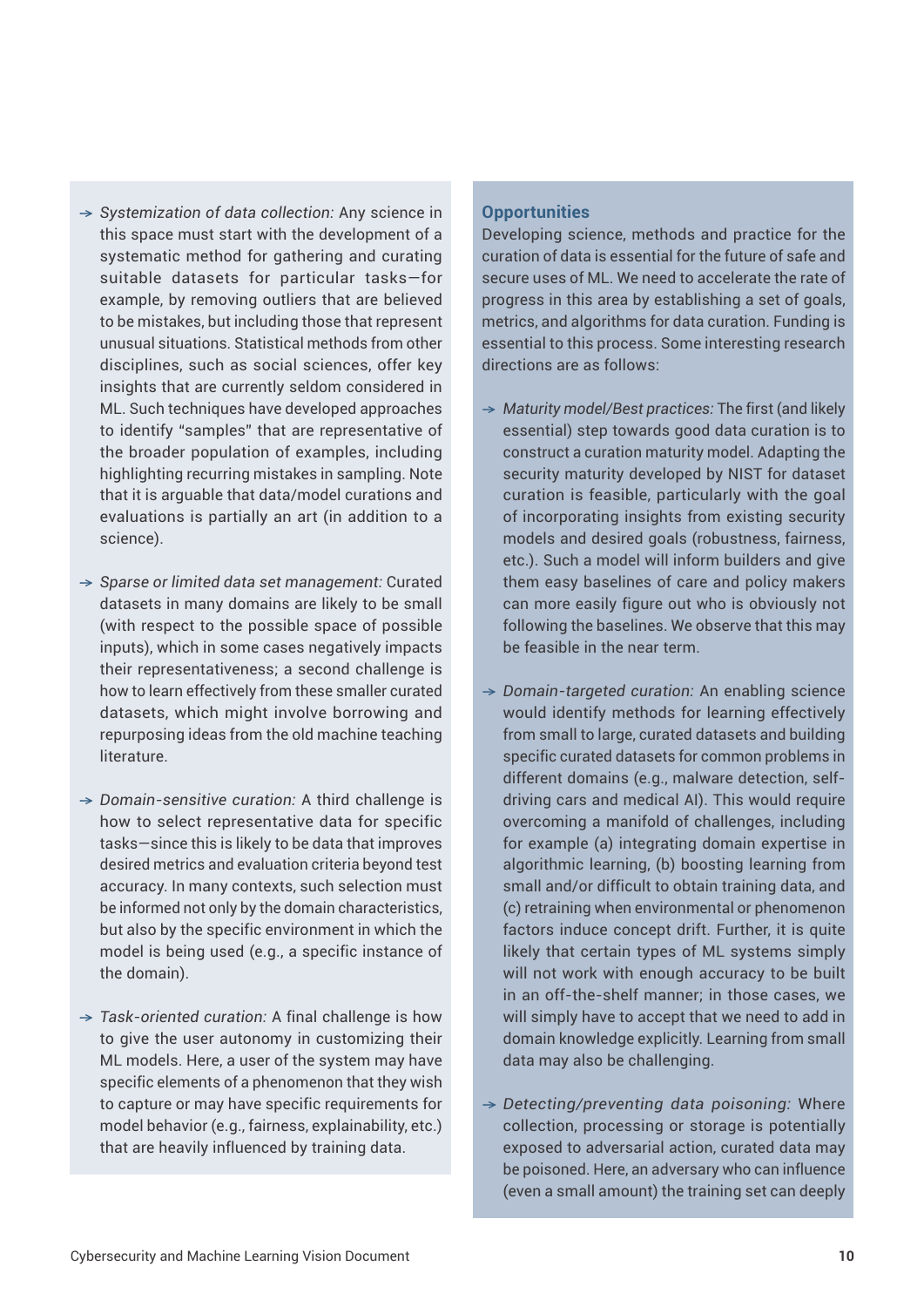- *Systemization of data collection:* Any science in this space must start with the development of a systematic method for gathering and curating suitable datasets for particular tasks—for example, by removing outliers that are believed to be mistakes, but including those that represent unusual situations. Statistical methods from other disciplines, such as social sciences, offer key insights that are currently seldom considered in ML. Such techniques have developed approaches to identify "samples" that are representative of the broader population of examples, including highlighting recurring mistakes in sampling. Note that it is arguable that data/model curations and evaluations is partially an art (in addition to a science).

- *Sparse or limited data set management:* Curated datasets in many domains are likely to be small (with respect to the possible space of possible inputs), which in some cases negatively impacts their representativeness; a second challenge is how to learn effectively from these smaller curated datasets, which might involve borrowing and repurposing ideas from the old machine teaching literature.

- *Domain-sensitive curation:* A third challenge is how to select representative data for specific tasks—since this is likely to be data that improves desired metrics and evaluation criteria beyond test accuracy. In many contexts, such selection must be informed not only by the domain characteristics, but also by the specific environment in which the model is being used (e.g., a specific instance of the domain).

- *Task-oriented curation:* A final challenge is how to give the user autonomy in customizing their ML models. Here, a user of the system may have specific elements of a phenomenon that they wish to capture or may have specific requirements for model behavior (e.g., fairness, explainability, etc.) that are heavily influenced by training data.

**Opportunities**

Developing science, methods and practice for the curation of data is essential for the future of safe and secure uses of ML. We need to accelerate the rate of progress in this area by establishing a set of goals, metrics, and algorithms for data curation. Funding is essential to this process. Some interesting research directions are as follows:

- *Maturity model/Best practices:* The first (and likely essential) step towards good data curation is to construct a curation maturity model. Adapting the security maturity developed by NIST for dataset curation is feasible, particularly with the goal of incorporating insights from existing security models and desired goals (robustness, fairness, etc.). Such a model will inform builders and give them easy baselines of care and policy makers can more easily figure out who is obviously not following the baselines. We observe that this may be feasible in the near term.

- *Domain-targeted curation:* An enabling science would identify methods for learning effectively from small to large, curated datasets and building specific curated datasets for common problems in different domains (e.g., malware detection, self-driving cars and medical AI). This would require overcoming a manifold of challenges, including for example (a) integrating domain expertise in algorithmic learning, (b) boosting learning from small and/or difficult to obtain training data, and (c) retraining when environmental or phenomenon factors induce concept drift. Further, it is quite likely that certain types of ML systems simply will not work with enough accuracy to be built in an off-the-shelf manner; in those cases, we will simply have to accept that we need to add in domain knowledge explicitly. Learning from small data may also be challenging.

- *Detecting/preventing data poisoning:* Where collection, processing or storage is potentially exposed to adversarial action, curated data may be poisoned. Here, an adversary who can influence (even a small amount) the training set can deeply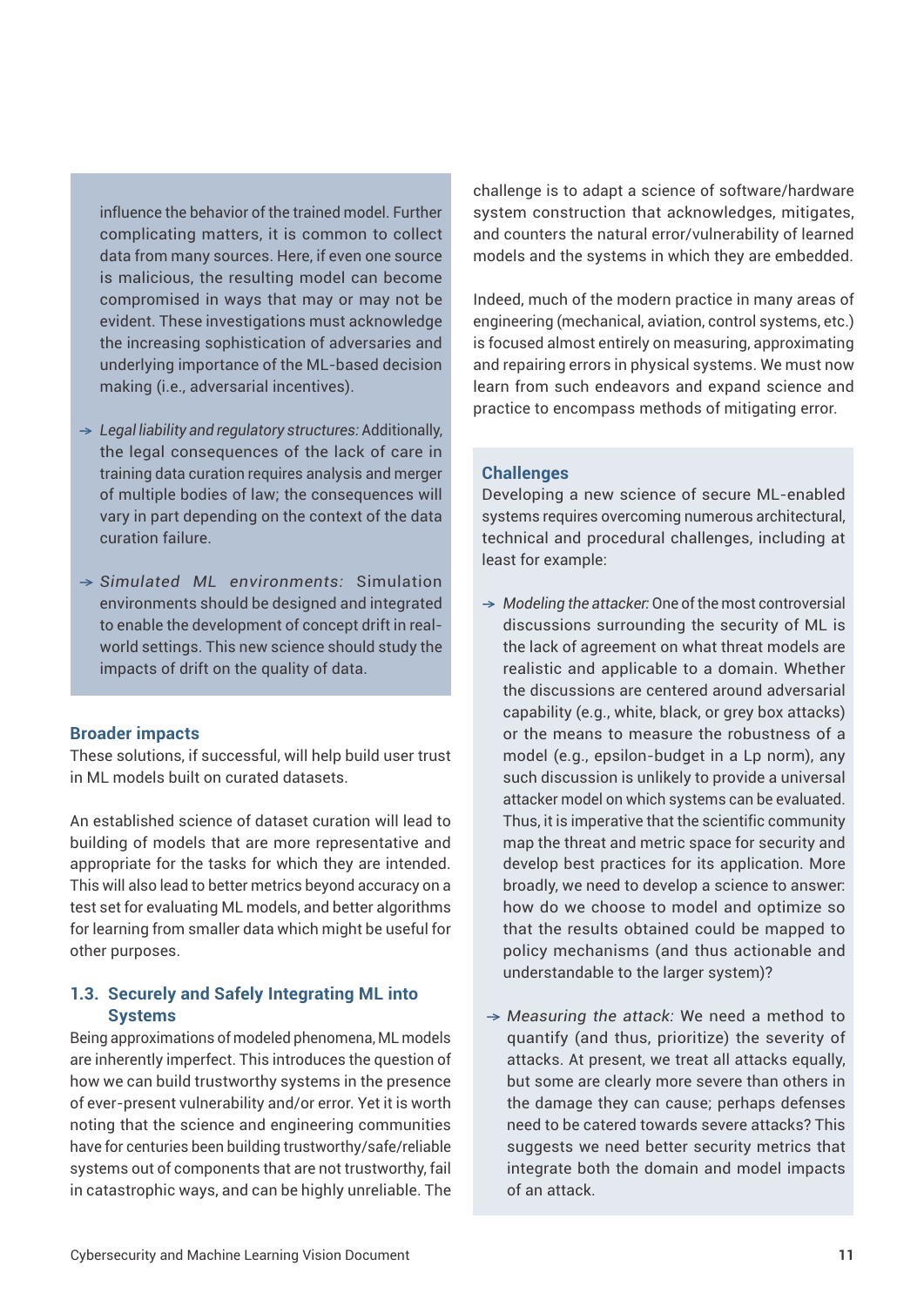influence the behavior of the trained model. Further complicating matters, it is common to collect data from many sources. Here, if even one source is malicious, the resulting model can become compromised in ways that may or may not be evident. These investigations must acknowledge the increasing sophistication of adversaries and underlying importance of the ML-based decision making (i.e., adversarial incentives).

- *Legal liability and regulatory structures:* Additionally, the legal consequences of the lack of care in training data curation requires analysis and merger of multiple bodies of law; the consequences will vary in part depending on the context of the data curation failure.

- *Simulated ML environments:* Simulation environments should be designed and integrated to enable the development of concept drift in real-world settings. This new science should study the impacts of drift on the quality of data.

### Broader impacts

These solutions, if successful, will help build user trust in ML models built on curated datasets.

An established science of dataset curation will lead to building of models that are more representative and appropriate for the tasks for which they are intended. This will also lead to better metrics beyond accuracy on a test set for evaluating ML models, and better algorithms for learning from smaller data which might be useful for other purposes.

## 1.3. Securely and Safely Integrating ML into Systems

Being approximations of modeled phenomena, ML models are inherently imperfect. This introduces the question of how we can build trustworthy systems in the presence of ever-present vulnerability and/or error. Yet it is worth noting that the science and engineering communities have for centuries been building trustworthy/safe/reliable systems out of components that are not trustworthy, fail in catastrophic ways, and can be highly unreliable. The challenge is to adapt a science of software/hardware system construction that acknowledges, mitigates, and counters the natural error/vulnerability of learned models and the systems in which they are embedded.

Indeed, much of the modern practice in many areas of engineering (mechanical, aviation, control systems, etc.) is focused almost entirely on measuring, approximating and repairing errors in physical systems. We must now learn from such endeavors and expand science and practice to encompass methods of mitigating error.

### Challenges

Developing a new science of secure ML-enabled systems requires overcoming numerous architectural, technical and procedural challenges, including at least for example:

- *Modeling the attacker:* One of the most controversial discussions surrounding the security of ML is the lack of agreement on what threat models are realistic and applicable to a domain. Whether the discussions are centered around adversarial capability (e.g., white, black, or grey box attacks) or the means to measure the robustness of a model (e.g., epsilon-budget in a Lp norm), any such discussion is unlikely to provide a universal attacker model on which systems can be evaluated. Thus, it is imperative that the scientific community map the threat and metric space for security and develop best practices for its application. More broadly, we need to develop a science to answer: how do we choose to model and optimize so that the results obtained could be mapped to policy mechanisms (and thus actionable and understandable to the larger system)?

- *Measuring the attack:* We need a method to quantify (and thus, prioritize) the severity of attacks. At present, we treat all attacks equally, but some are clearly more severe than others in the damage they can cause; perhaps defenses need to be catered towards severe attacks? This suggests we need better security metrics that integrate both the domain and model impacts of an attack.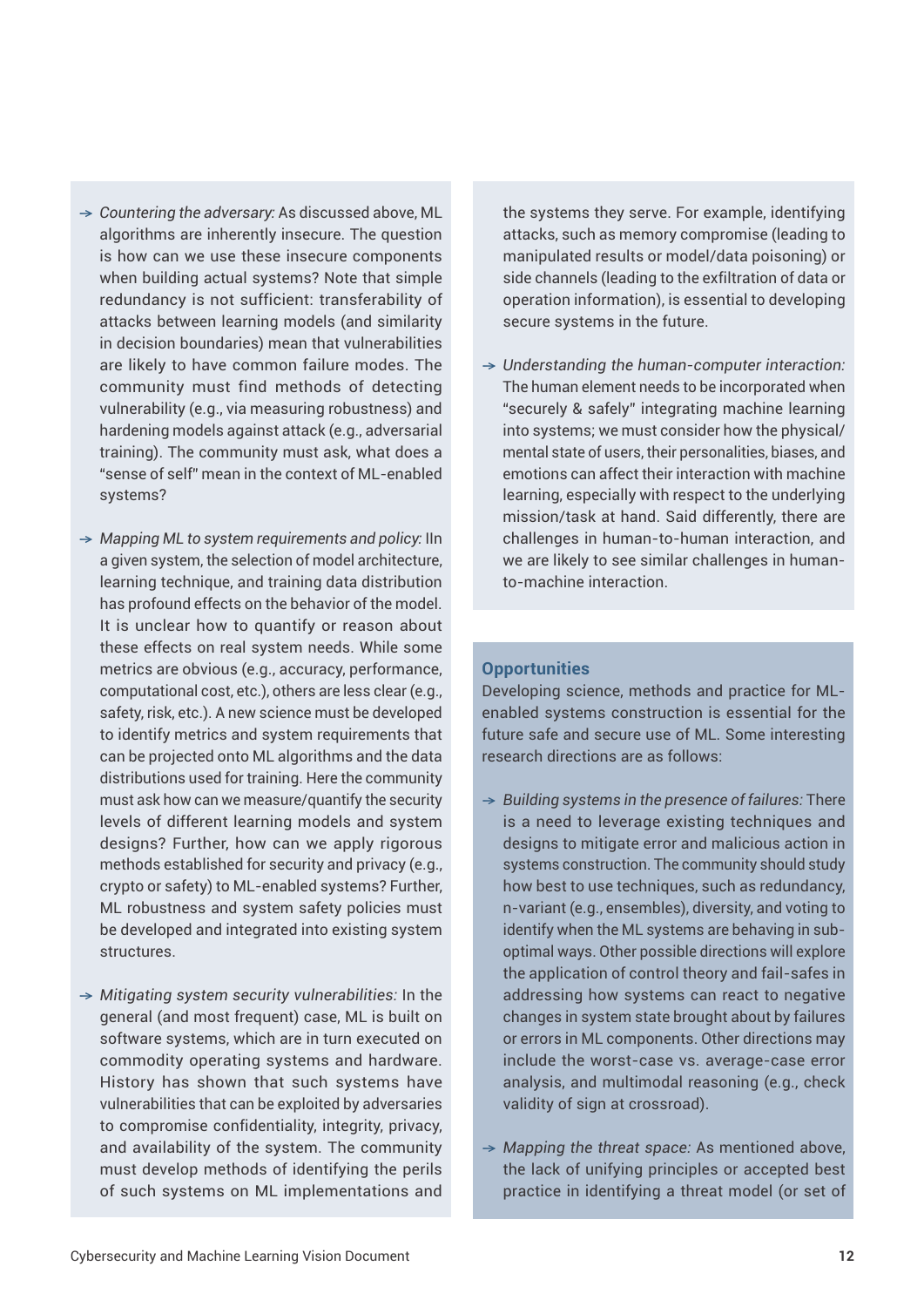- *Countering the adversary:* As discussed above, ML algorithms are inherently insecure. The question is how can we use these insecure components when building actual systems? Note that simple redundancy is not sufficient: transferability of attacks between learning models (and similarity in decision boundaries) mean that vulnerabilities are likely to have common failure modes. The community must find methods of detecting vulnerability (e.g., via measuring robustness) and hardening models against attack (e.g., adversarial training). The community must ask, what does a "sense of self" mean in the context of ML-enabled systems?

- *Mapping ML to system requirements and policy:* IIn a given system, the selection of model architecture, learning technique, and training data distribution has profound effects on the behavior of the model. It is unclear how to quantify or reason about these effects on real system needs. While some metrics are obvious (e.g., accuracy, performance, computational cost, etc.), others are less clear (e.g., safety, risk, etc.). A new science must be developed to identify metrics and system requirements that can be projected onto ML algorithms and the data distributions used for training. Here the community must ask how can we measure/quantify the security levels of different learning models and system designs? Further, how can we apply rigorous methods established for security and privacy (e.g., crypto or safety) to ML-enabled systems? Further, ML robustness and system safety policies must be developed and integrated into existing system structures.

- *Mitigating system security vulnerabilities:* In the general (and most frequent) case, ML is built on software systems, which are in turn executed on commodity operating systems and hardware. History has shown that such systems have vulnerabilities that can be exploited by adversaries to compromise confidentiality, integrity, privacy, and availability of the system. The community must develop methods of identifying the perils of such systems on ML implementations and the systems they serve. For example, identifying attacks, such as memory compromise (leading to manipulated results or model/data poisoning) or side channels (leading to the exfiltration of data or operation information), is essential to developing secure systems in the future.

- *Understanding the human-computer interaction:* The human element needs to be incorporated when "securely & safely" integrating machine learning into systems; we must consider how the physical/mental state of users, their personalities, biases, and emotions can affect their interaction with machine learning, especially with respect to the underlying mission/task at hand. Said differently, there are challenges in human-to-human interaction, and we are likely to see similar challenges in human-to-machine interaction.

**Opportunities**

Developing science, methods and practice for ML-enabled systems construction is essential for the future safe and secure use of ML. Some interesting research directions are as follows:

- *Building systems in the presence of failures:* There is a need to leverage existing techniques and designs to mitigate error and malicious action in systems construction. The community should study how best to use techniques, such as redundancy, n-variant (e.g., ensembles), diversity, and voting to identify when the ML systems are behaving in sub-optimal ways. Other possible directions will explore the application of control theory and fail-safes in addressing how systems can react to negative changes in system state brought about by failures or errors in ML components. Other directions may include the worst-case vs. average-case error analysis, and multimodal reasoning (e.g., check validity of sign at crossroad).

- *Mapping the threat space:* As mentioned above, the lack of unifying principles or accepted best practice in identifying a threat model (or set of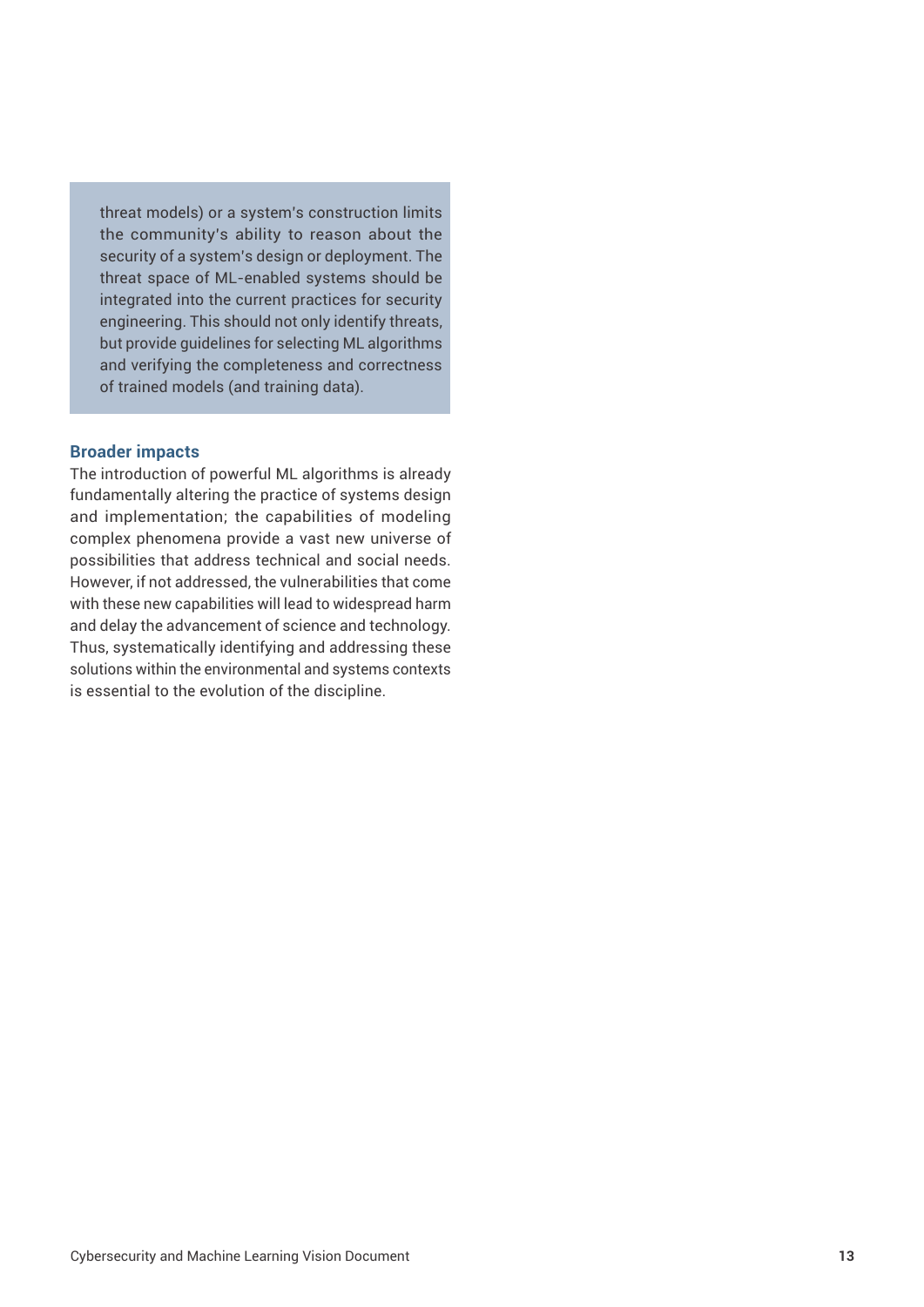threat models) or a system's construction limits the community's ability to reason about the security of a system's design or deployment. The threat space of ML-enabled systems should be integrated into the current practices for security engineering. This should not only identify threats, but provide guidelines for selecting ML algorithms and verifying the completeness and correctness of trained models (and training data).

### Broader impacts

The introduction of powerful ML algorithms is already fundamentally altering the practice of systems design and implementation; the capabilities of modeling complex phenomena provide a vast new universe of possibilities that address technical and social needs. However, if not addressed, the vulnerabilities that come with these new capabilities will lead to widespread harm and delay the advancement of science and technology. Thus, systematically identifying and addressing these solutions within the environmental and systems contexts is essential to the evolution of the discipline.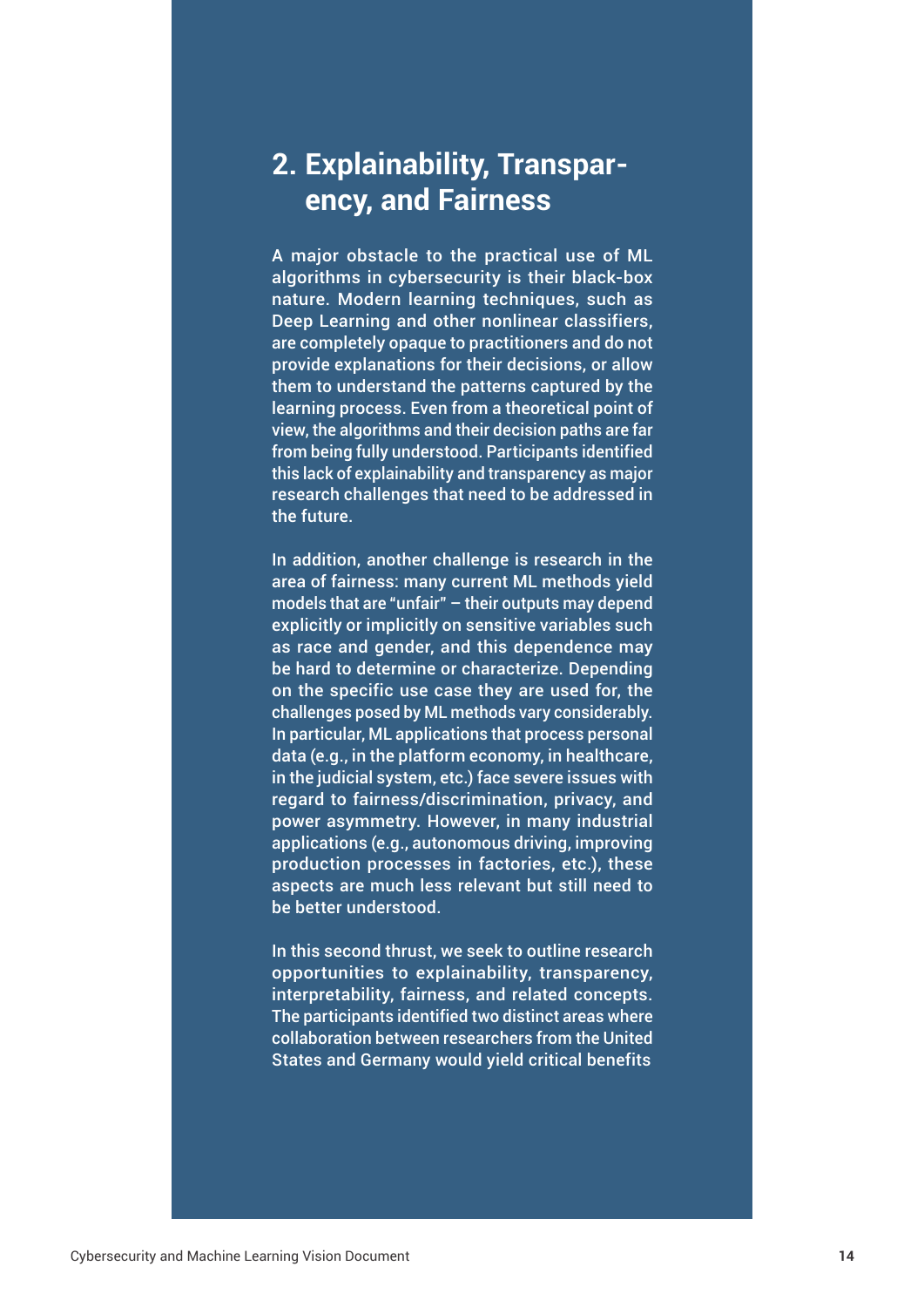## 2. Explainability, Transparency, and Fairness

A major obstacle to the practical use of ML algorithms in cybersecurity is their black-box nature. Modern learning techniques, such as Deep Learning and other nonlinear classifiers, are completely opaque to practitioners and do not provide explanations for their decisions, or allow them to understand the patterns captured by the learning process. Even from a theoretical point of view, the algorithms and their decision paths are far from being fully understood. Participants identified this lack of explainability and transparency as major research challenges that need to be addressed in the future.

In addition, another challenge is research in the area of fairness: many current ML methods yield models that are "unfair" – their outputs may depend explicitly or implicitly on sensitive variables such as race and gender, and this dependence may be hard to determine or characterize. Depending on the specific use case they are used for, the challenges posed by ML methods vary considerably. In particular, ML applications that process personal data (e.g., in the platform economy, in healthcare, in the judicial system, etc.) face severe issues with regard to fairness/discrimination, privacy, and power asymmetry. However, in many industrial applications (e.g., autonomous driving, improving production processes in factories, etc.), these aspects are much less relevant but still need to be better understood.

In this second thrust, we seek to outline research opportunities to explainability, transparency, interpretability, fairness, and related concepts. The participants identified two distinct areas where collaboration between researchers from the United States and Germany would yield critical benefits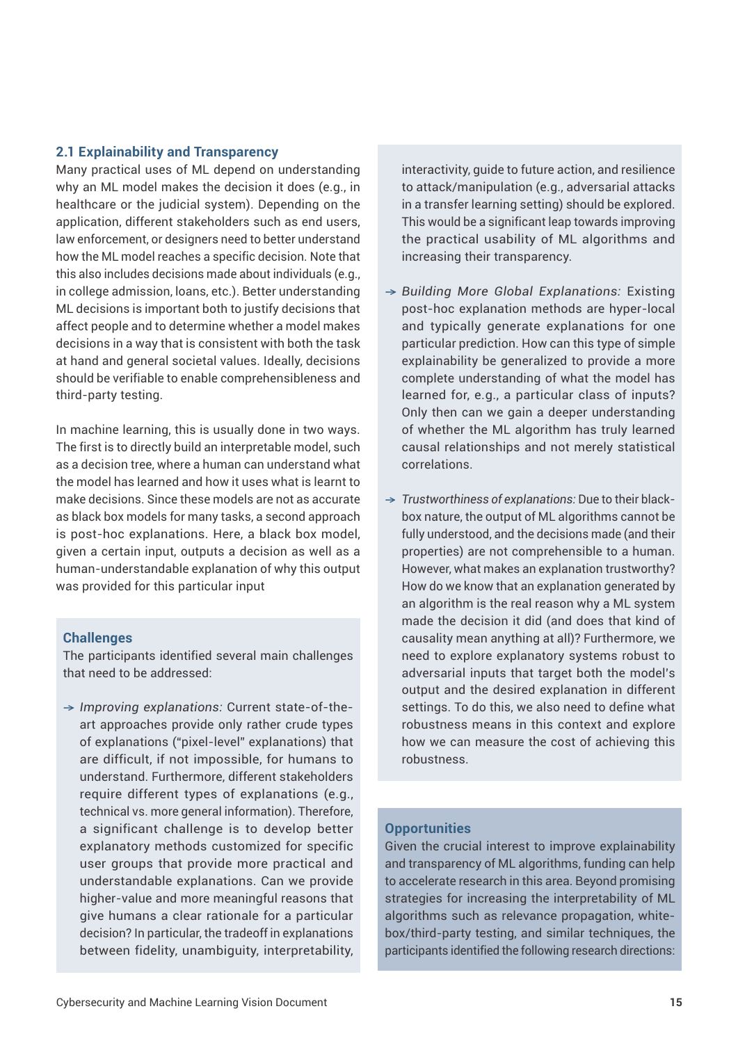### 2.1 Explainability and Transparency

Many practical uses of ML depend on understanding why an ML model makes the decision it does (e.g., in healthcare or the judicial system). Depending on the application, different stakeholders such as end users, law enforcement, or designers need to better understand how the ML model reaches a specific decision. Note that this also includes decisions made about individuals (e.g., in college admission, loans, etc.). Better understanding ML decisions is important both to justify decisions that affect people and to determine whether a model makes decisions in a way that is consistent with both the task at hand and general societal values. Ideally, decisions should be verifiable to enable comprehensibleness and third-party testing.

In machine learning, this is usually done in two ways. The first is to directly build an interpretable model, such as a decision tree, where a human can understand what the model has learned and how it uses what is learnt to make decisions. Since these models are not as accurate as black box models for many tasks, a second approach is post-hoc explanations. Here, a black box model, given a certain input, outputs a decision as well as a human-understandable explanation of why this output was provided for this particular input

#### Challenges

The participants identified several main challenges that need to be addressed:

- *Improving explanations:* Current state-of-the-art approaches provide only rather crude types of explanations ("pixel-level" explanations) that are difficult, if not impossible, for humans to understand. Furthermore, different stakeholders require different types of explanations (e.g., technical vs. more general information). Therefore, a significant challenge is to develop better explanatory methods customized for specific user groups that provide more practical and understandable explanations. Can we provide higher-value and more meaningful reasons that give humans a clear rationale for a particular decision? In particular, the tradeoff in explanations between fidelity, unambiguity, interpretability, interactivity, guide to future action, and resilience to attack/manipulation (e.g., adversarial attacks in a transfer learning setting) should be explored. This would be a significant leap towards improving the practical usability of ML algorithms and increasing their transparency.

- *Building More Global Explanations:* Existing post-hoc explanation methods are hyper-local and typically generate explanations for one particular prediction. How can this type of simple explainability be generalized to provide a more complete understanding of what the model has learned for, e.g., a particular class of inputs? Only then can we gain a deeper understanding of whether the ML algorithm has truly learned causal relationships and not merely statistical correlations.

- *Trustworthiness of explanations:* Due to their black-box nature, the output of ML algorithms cannot be fully understood, and the decisions made (and their properties) are not comprehensible to a human. However, what makes an explanation trustworthy? How do we know that an explanation generated by an algorithm is the real reason why a ML system made the decision it did (and does that kind of causality mean anything at all)? Furthermore, we need to explore explanatory systems robust to adversarial inputs that target both the model's output and the desired explanation in different settings. To do this, we also need to define what robustness means in this context and explore how we can measure the cost of achieving this robustness.

#### Opportunities

Given the crucial interest to improve explainability and transparency of ML algorithms, funding can help to accelerate research in this area. Beyond promising strategies for increasing the interpretability of ML algorithms such as relevance propagation, white-box/third-party testing, and similar techniques, the participants identified the following research directions: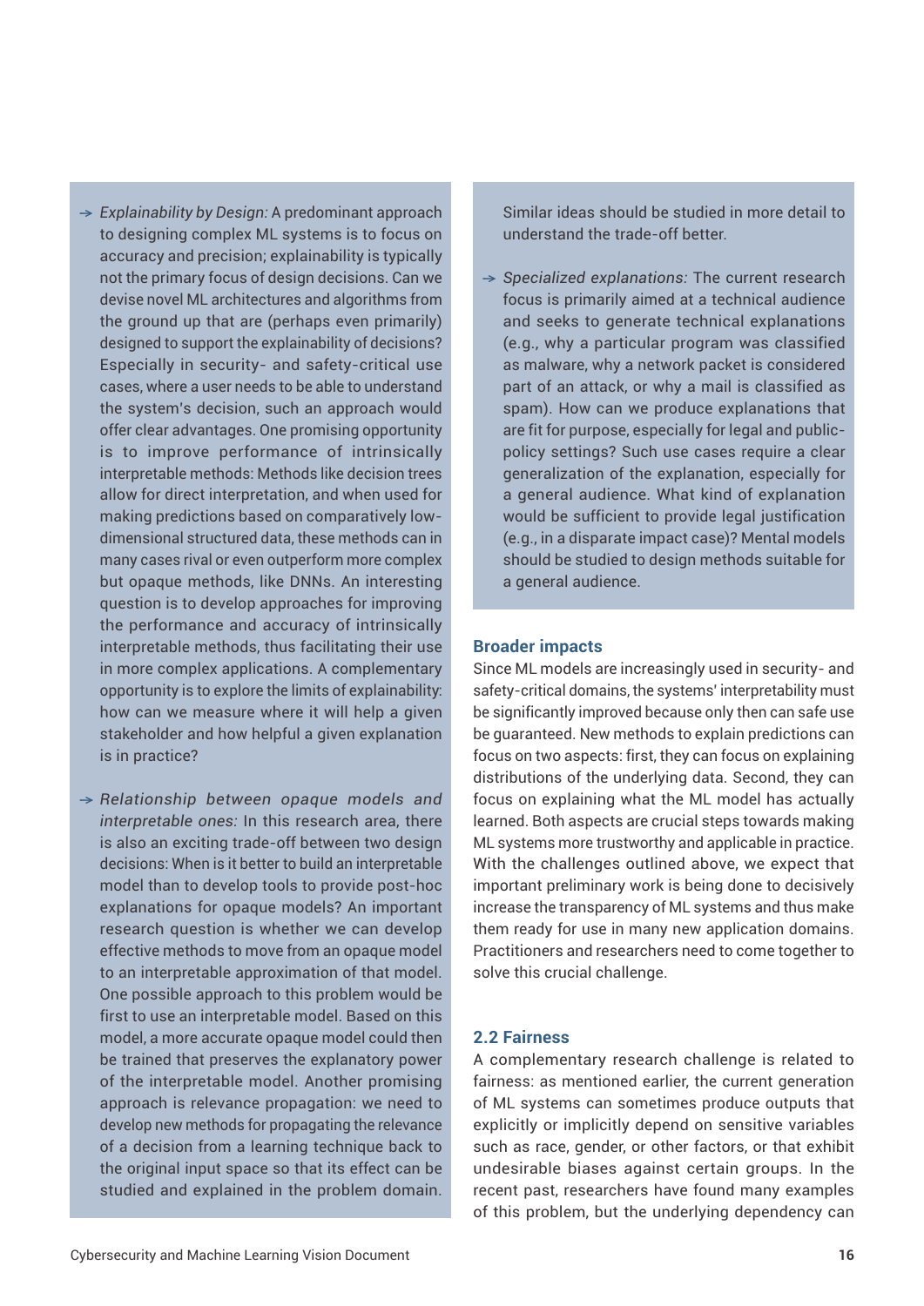- *Explainability by Design:* A predominant approach to designing complex ML systems is to focus on accuracy and precision; explainability is typically not the primary focus of design decisions. Can we devise novel ML architectures and algorithms from the ground up that are (perhaps even primarily) designed to support the explainability of decisions? Especially in security- and safety-critical use cases, where a user needs to be able to understand the system's decision, such an approach would offer clear advantages. One promising opportunity is to improve performance of intrinsically interpretable methods: Methods like decision trees allow for direct interpretation, and when used for making predictions based on comparatively low-dimensional structured data, these methods can in many cases rival or even outperform more complex but opaque methods, like DNNs. An interesting question is to develop approaches for improving the performance and accuracy of intrinsically interpretable methods, thus facilitating their use in more complex applications. A complementary opportunity is to explore the limits of explainability: how can we measure where it will help a given stakeholder and how helpful a given explanation is in practice?

- *Relationship between opaque models and interpretable ones:* In this research area, there is also an exciting trade-off between two design decisions: When is it better to build an interpretable model than to develop tools to provide post-hoc explanations for opaque models? An important research question is whether we can develop effective methods to move from an opaque model to an interpretable approximation of that model. One possible approach to this problem would be first to use an interpretable model. Based on this model, a more accurate opaque model could then be trained that preserves the explanatory power of the interpretable model. Another promising approach is relevance propagation: we need to develop new methods for propagating the relevance of a decision from a learning technique back to the original input space so that its effect can be studied and explained in the problem domain. Similar ideas should be studied in more detail to understand the trade-off better.

- *Specialized explanations:* The current research focus is primarily aimed at a technical audience and seeks to generate technical explanations (e.g., why a particular program was classified as malware, why a network packet is considered part of an attack, or why a mail is classified as spam). How can we produce explanations that are fit for purpose, especially for legal and public-policy settings? Such use cases require a clear generalization of the explanation, especially for a general audience. What kind of explanation would be sufficient to provide legal justification (e.g., in a disparate impact case)? Mental models should be studied to design methods suitable for a general audience.

### Broader impacts

Since ML models are increasingly used in security- and safety-critical domains, the systems' interpretability must be significantly improved because only then can safe use be guaranteed. New methods to explain predictions can focus on two aspects: first, they can focus on explaining distributions of the underlying data. Second, they can focus on explaining what the ML model has actually learned. Both aspects are crucial steps towards making ML systems more trustworthy and applicable in practice. With the challenges outlined above, we expect that important preliminary work is being done to decisively increase the transparency of ML systems and thus make them ready for use in many new application domains. Practitioners and researchers need to come together to solve this crucial challenge.

## 2.2 Fairness

A complementary research challenge is related to fairness: as mentioned earlier, the current generation of ML systems can sometimes produce outputs that explicitly or implicitly depend on sensitive variables such as race, gender, or other factors, or that exhibit undesirable biases against certain groups. In the recent past, researchers have found many examples of this problem, but the underlying dependency can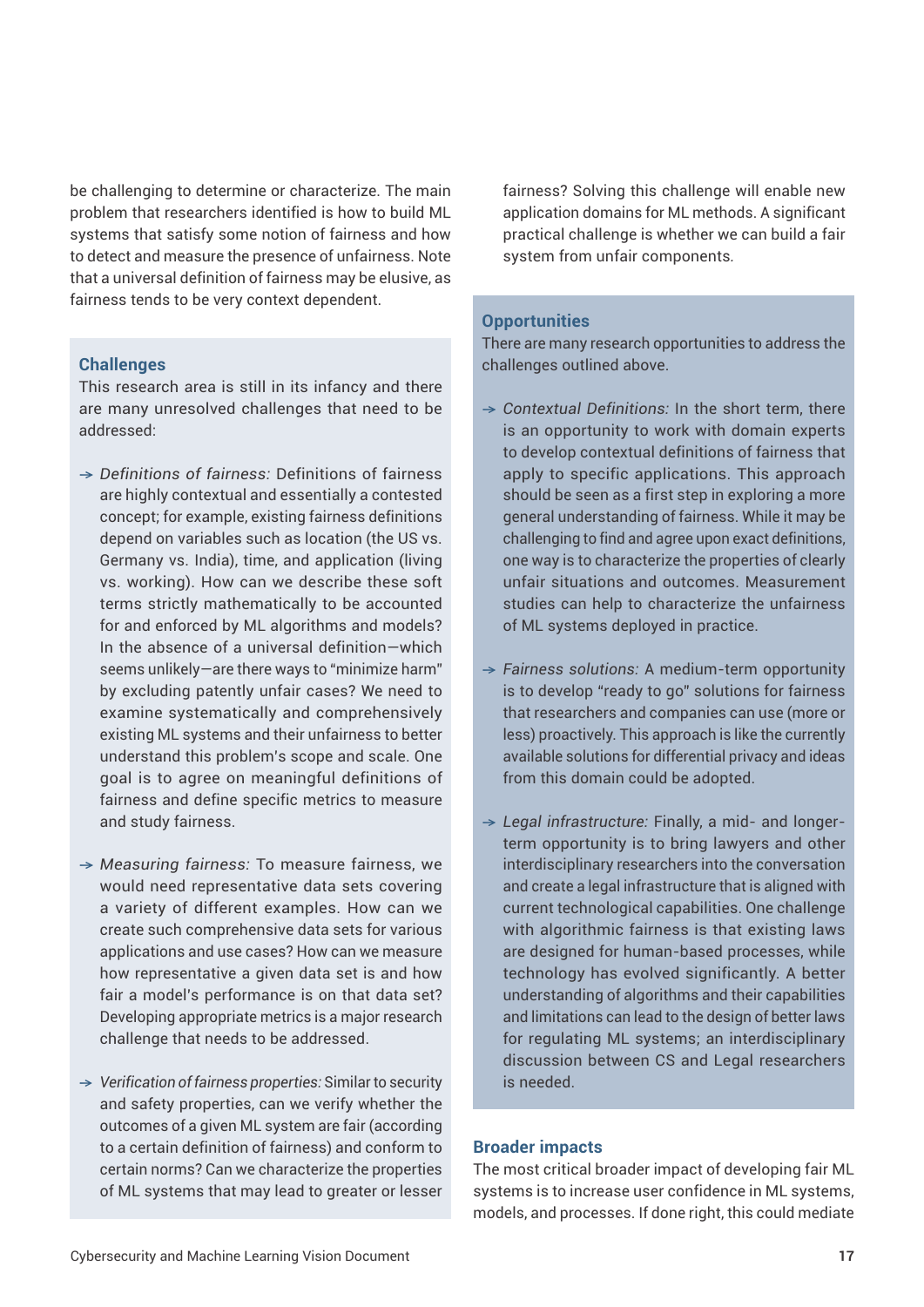be challenging to determine or characterize. The main problem that researchers identified is how to build ML systems that satisfy some notion of fairness and how to detect and measure the presence of unfairness. Note that a universal definition of fairness may be elusive, as fairness tends to be very context dependent.

### Challenges

This research area is still in its infancy and there are many unresolved challenges that need to be addressed:

- *Definitions of fairness:* Definitions of fairness are highly contextual and essentially a contested concept; for example, existing fairness definitions depend on variables such as location (the US vs. Germany vs. India), time, and application (living vs. working). How can we describe these soft terms strictly mathematically to be accounted for and enforced by ML algorithms and models? In the absence of a universal definition—which seems unlikely—are there ways to "minimize harm" by excluding patently unfair cases? We need to examine systematically and comprehensively existing ML systems and their unfairness to better understand this problem's scope and scale. One goal is to agree on meaningful definitions of fairness and define specific metrics to measure and study fairness.

- *Measuring fairness:* To measure fairness, we would need representative data sets covering a variety of different examples. How can we create such comprehensive data sets for various applications and use cases? How can we measure how representative a given data set is and how fair a model's performance is on that data set? Developing appropriate metrics is a major research challenge that needs to be addressed.

- *Verification of fairness properties:* Similar to security and safety properties, can we verify whether the outcomes of a given ML system are fair (according to a certain definition of fairness) and conform to certain norms? Can we characterize the properties of ML systems that may lead to greater or lesser fairness? Solving this challenge will enable new application domains for ML methods. A significant practical challenge is whether we can build a fair system from unfair components.

### Opportunities

There are many research opportunities to address the challenges outlined above.

- *Contextual Definitions:* In the short term, there is an opportunity to work with domain experts to develop contextual definitions of fairness that apply to specific applications. This approach should be seen as a first step in exploring a more general understanding of fairness. While it may be challenging to find and agree upon exact definitions, one way is to characterize the properties of clearly unfair situations and outcomes. Measurement studies can help to characterize the unfairness of ML systems deployed in practice.

- *Fairness solutions:* A medium-term opportunity is to develop "ready to go" solutions for fairness that researchers and companies can use (more or less) proactively. This approach is like the currently available solutions for differential privacy and ideas from this domain could be adopted.

- *Legal infrastructure:* Finally, a mid- and longer-term opportunity is to bring lawyers and other interdisciplinary researchers into the conversation and create a legal infrastructure that is aligned with current technological capabilities. One challenge with algorithmic fairness is that existing laws are designed for human-based processes, while technology has evolved significantly. A better understanding of algorithms and their capabilities and limitations can lead to the design of better laws for regulating ML systems; an interdisciplinary discussion between CS and Legal researchers is needed.

### Broader impacts

The most critical broader impact of developing fair ML systems is to increase user confidence in ML systems, models, and processes. If done right, this could mediate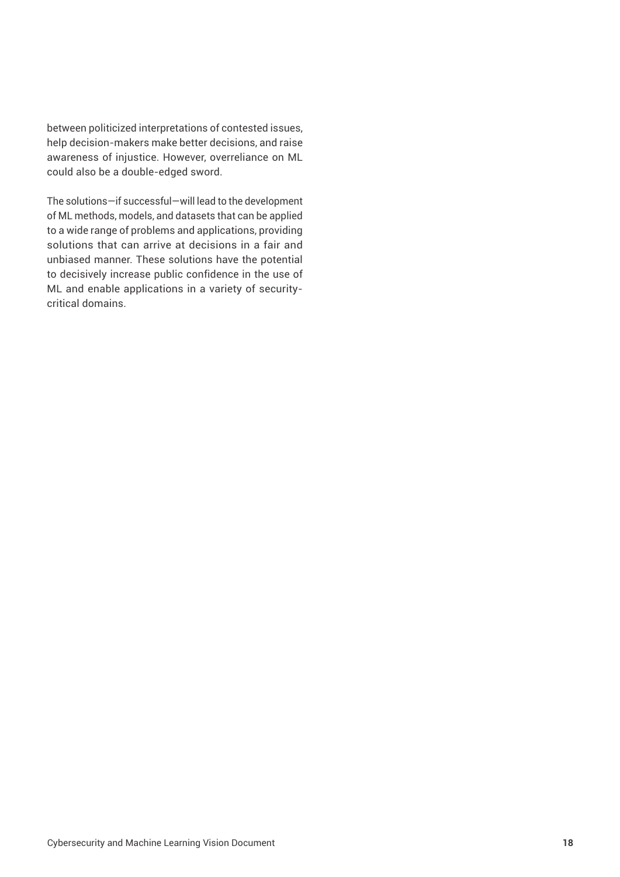between politicized interpretations of contested issues, help decision-makers make better decisions, and raise awareness of injustice. However, overreliance on ML could also be a double-edged sword.

The solutions—if successful—will lead to the development of ML methods, models, and datasets that can be applied to a wide range of problems and applications, providing solutions that can arrive at decisions in a fair and unbiased manner. These solutions have the potential to decisively increase public confidence in the use of ML and enable applications in a variety of security-critical domains.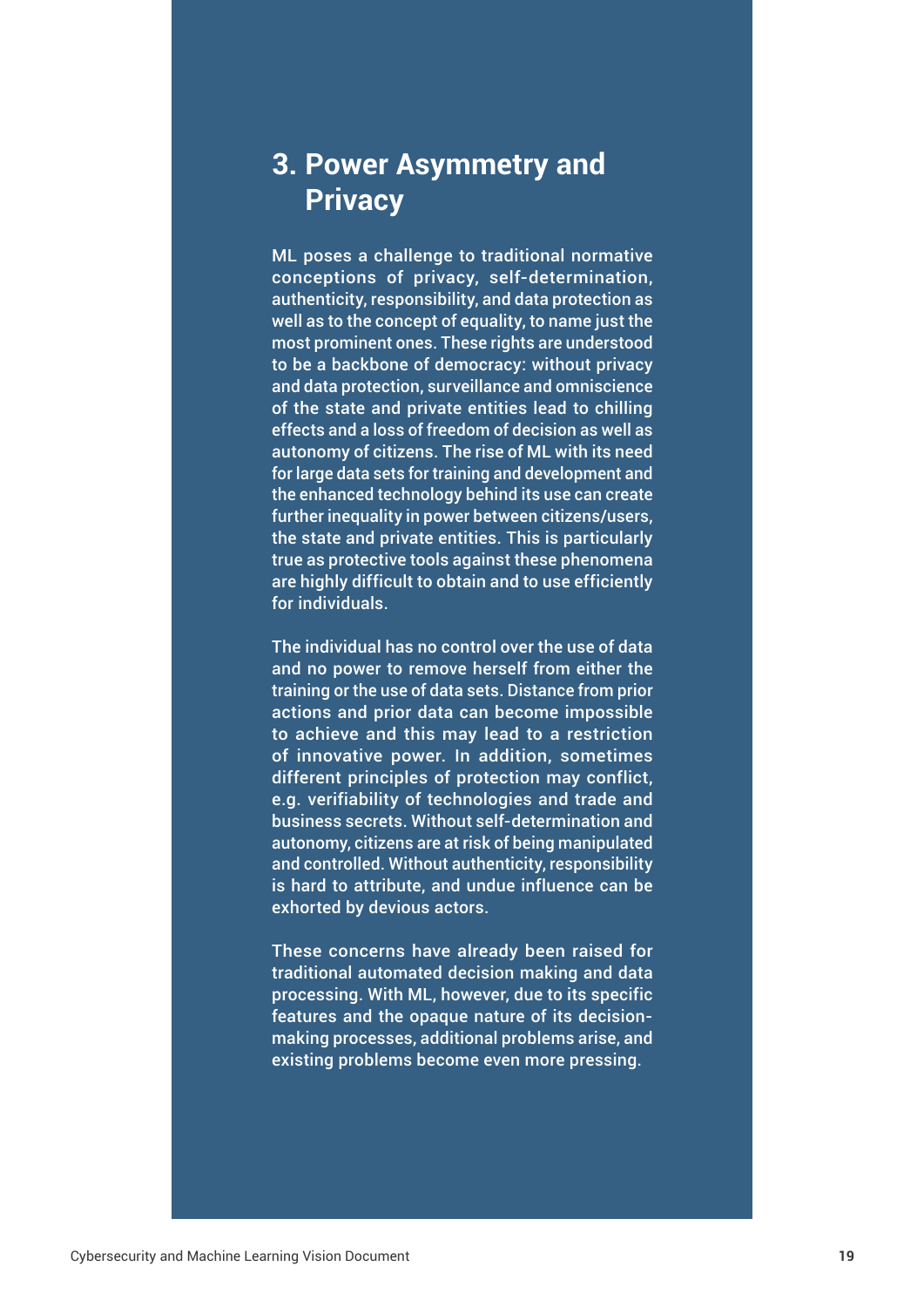# 3. Power Asymmetry and Privacy

ML poses a challenge to traditional normative conceptions of privacy, self-determination, authenticity, responsibility, and data protection as well as to the concept of equality, to name just the most prominent ones. These rights are understood to be a backbone of democracy: without privacy and data protection, surveillance and omniscience of the state and private entities lead to chilling effects and a loss of freedom of decision as well as autonomy of citizens. The rise of ML with its need for large data sets for training and development and the enhanced technology behind its use can create further inequality in power between citizens/users, the state and private entities. This is particularly true as protective tools against these phenomena are highly difficult to obtain and to use efficiently for individuals.

The individual has no control over the use of data and no power to remove herself from either the training or the use of data sets. Distance from prior actions and prior data can become impossible to achieve and this may lead to a restriction of innovative power. In addition, sometimes different principles of protection may conflict, e.g. verifiability of technologies and trade and business secrets. Without self-determination and autonomy, citizens are at risk of being manipulated and controlled. Without authenticity, responsibility is hard to attribute, and undue influence can be exhorted by devious actors.

These concerns have already been raised for traditional automated decision making and data processing. With ML, however, due to its specific features and the opaque nature of its decision-making processes, additional problems arise, and existing problems become even more pressing.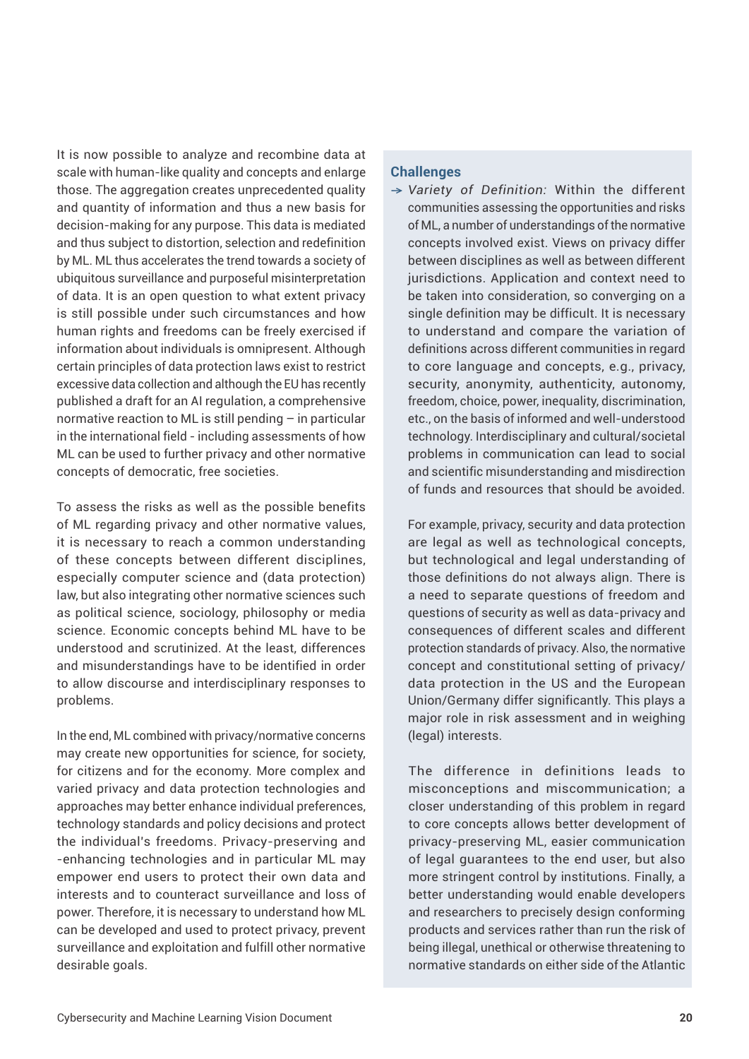It is now possible to analyze and recombine data at scale with human-like quality and concepts and enlarge those. The aggregation creates unprecedented quality and quantity of information and thus a new basis for decision-making for any purpose. This data is mediated and thus subject to distortion, selection and redefinition by ML. ML thus accelerates the trend towards a society of ubiquitous surveillance and purposeful misinterpretation of data. It is an open question to what extent privacy is still possible under such circumstances and how human rights and freedoms can be freely exercised if information about individuals is omnipresent. Although certain principles of data protection laws exist to restrict excessive data collection and although the EU has recently published a draft for an AI regulation, a comprehensive normative reaction to ML is still pending – in particular in the international field - including assessments of how ML can be used to further privacy and other normative concepts of democratic, free societies.

To assess the risks as well as the possible benefits of ML regarding privacy and other normative values, it is necessary to reach a common understanding of these concepts between different disciplines, especially computer science and (data protection) law, but also integrating other normative sciences such as political science, sociology, philosophy or media science. Economic concepts behind ML have to be understood and scrutinized. At the least, differences and misunderstandings have to be identified in order to allow discourse and interdisciplinary responses to problems.

In the end, ML combined with privacy/normative concerns may create new opportunities for science, for society, for citizens and for the economy. More complex and varied privacy and data protection technologies and approaches may better enhance individual preferences, technology standards and policy decisions and protect the individual's freedoms. Privacy-preserving and -enhancing technologies and in particular ML may empower end users to protect their own data and interests and to counteract surveillance and loss of power. Therefore, it is necessary to understand how ML can be developed and used to protect privacy, prevent surveillance and exploitation and fulfill other normative desirable goals.

### Challenges

→ *Variety of Definition:* Within the different communities assessing the opportunities and risks of ML, a number of understandings of the normative concepts involved exist. Views on privacy differ between disciplines as well as between different jurisdictions. Application and context need to be taken into consideration, so converging on a single definition may be difficult. It is necessary to understand and compare the variation of definitions across different communities in regard to core language and concepts, e.g., privacy, security, anonymity, authenticity, autonomy, freedom, choice, power, inequality, discrimination, etc., on the basis of informed and well-understood technology. Interdisciplinary and cultural/societal problems in communication can lead to social and scientific misunderstanding and misdirection of funds and resources that should be avoided.

For example, privacy, security and data protection are legal as well as technological concepts, but technological and legal understanding of those definitions do not always align. There is a need to separate questions of freedom and questions of security as well as data-privacy and consequences of different scales and different protection standards of privacy. Also, the normative concept and constitutional setting of privacy/data protection in the US and the European Union/Germany differ significantly. This plays a major role in risk assessment and in weighing (legal) interests.

The difference in definitions leads to misconceptions and miscommunication; a closer understanding of this problem in regard to core concepts allows better development of privacy-preserving ML, easier communication of legal guarantees to the end user, but also more stringent control by institutions. Finally, a better understanding would enable developers and researchers to precisely design conforming products and services rather than run the risk of being illegal, unethical or otherwise threatening to normative standards on either side of the Atlantic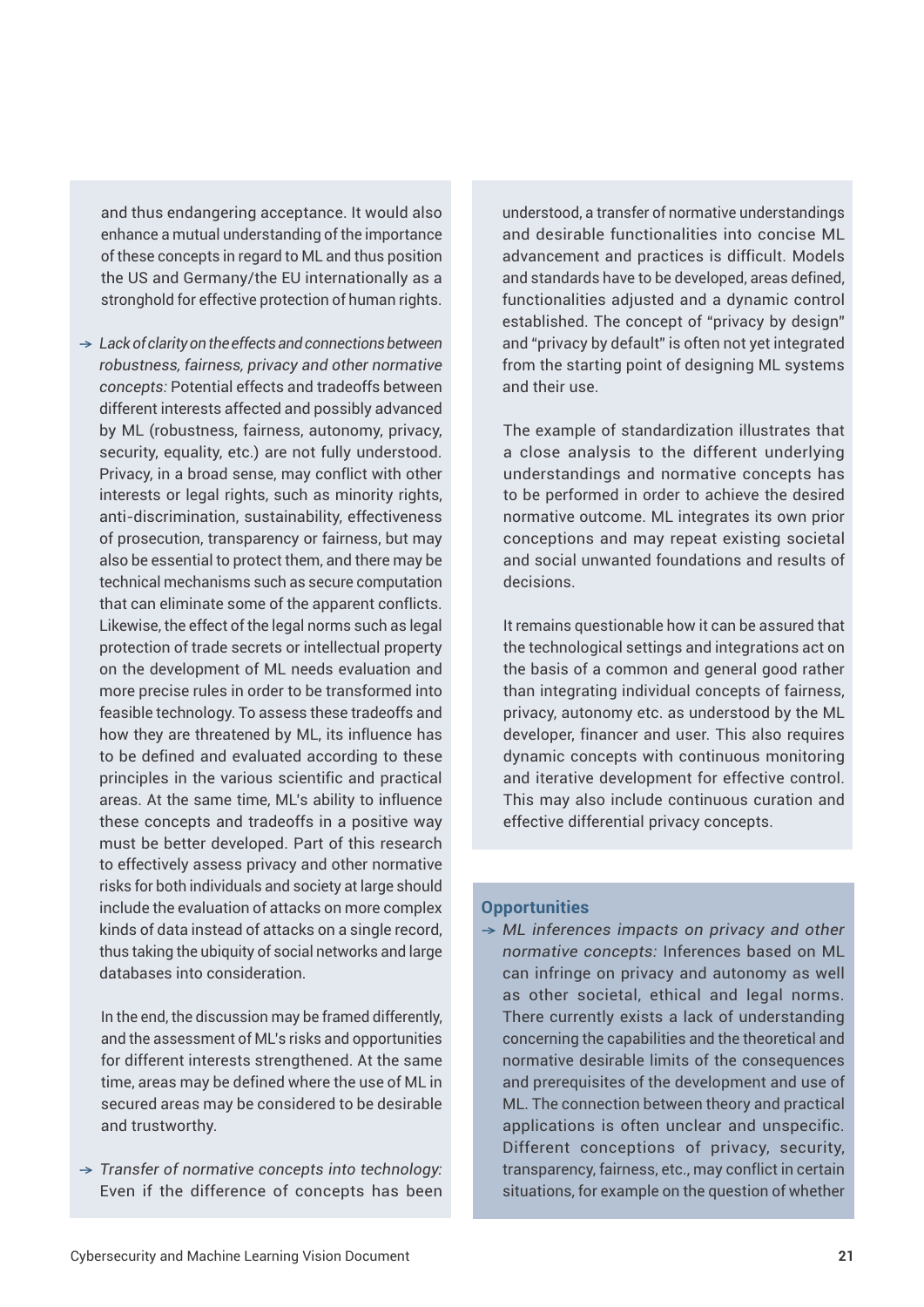and thus endangering acceptance. It would also enhance a mutual understanding of the importance of these concepts in regard to ML and thus position the US and Germany/the EU internationally as a stronghold for effective protection of human rights.

- *Lack of clarity on the effects and connections between robustness, fairness, privacy and other normative concepts:* Potential effects and tradeoffs between different interests affected and possibly advanced by ML (robustness, fairness, autonomy, privacy, security, equality, etc.) are not fully understood. Privacy, in a broad sense, may conflict with other interests or legal rights, such as minority rights, anti-discrimination, sustainability, effectiveness of prosecution, transparency or fairness, but may also be essential to protect them, and there may be technical mechanisms such as secure computation that can eliminate some of the apparent conflicts. Likewise, the effect of the legal norms such as legal protection of trade secrets or intellectual property on the development of ML needs evaluation and more precise rules in order to be transformed into feasible technology. To assess these tradeoffs and how they are threatened by ML, its influence has to be defined and evaluated according to these principles in the various scientific and practical areas. At the same time, ML's ability to influence these concepts and tradeoffs in a positive way must be better developed. Part of this research to effectively assess privacy and other normative risks for both individuals and society at large should include the evaluation of attacks on more complex kinds of data instead of attacks on a single record, thus taking the ubiquity of social networks and large databases into consideration.

  In the end, the discussion may be framed differently, and the assessment of ML's risks and opportunities for different interests strengthened. At the same time, areas may be defined where the use of ML in secured areas may be considered to be desirable and trustworthy.

- *Transfer of normative concepts into technology:* Even if the difference of concepts has been understood, a transfer of normative understandings and desirable functionalities into concise ML advancement and practices is difficult. Models and standards have to be developed, areas defined, functionalities adjusted and a dynamic control established. The concept of "privacy by design" and "privacy by default" is often not yet integrated from the starting point of designing ML systems and their use.

  The example of standardization illustrates that a close analysis to the different underlying understandings and normative concepts has to be performed in order to achieve the desired normative outcome. ML integrates its own prior conceptions and may repeat existing societal and social unwanted foundations and results of decisions.

  It remains questionable how it can be assured that the technological settings and integrations act on the basis of a common and general good rather than integrating individual concepts of fairness, privacy, autonomy etc. as understood by the ML developer, financer and user. This also requires dynamic concepts with continuous monitoring and iterative development for effective control. This may also include continuous curation and effective differential privacy concepts.

**Opportunities**

- *ML inferences impacts on privacy and other normative concepts:* Inferences based on ML can infringe on privacy and autonomy as well as other societal, ethical and legal norms. There currently exists a lack of understanding concerning the capabilities and the theoretical and normative desirable limits of the consequences and prerequisites of the development and use of ML. The connection between theory and practical applications is often unclear and unspecific. Different conceptions of privacy, security, transparency, fairness, etc., may conflict in certain situations, for example on the question of whether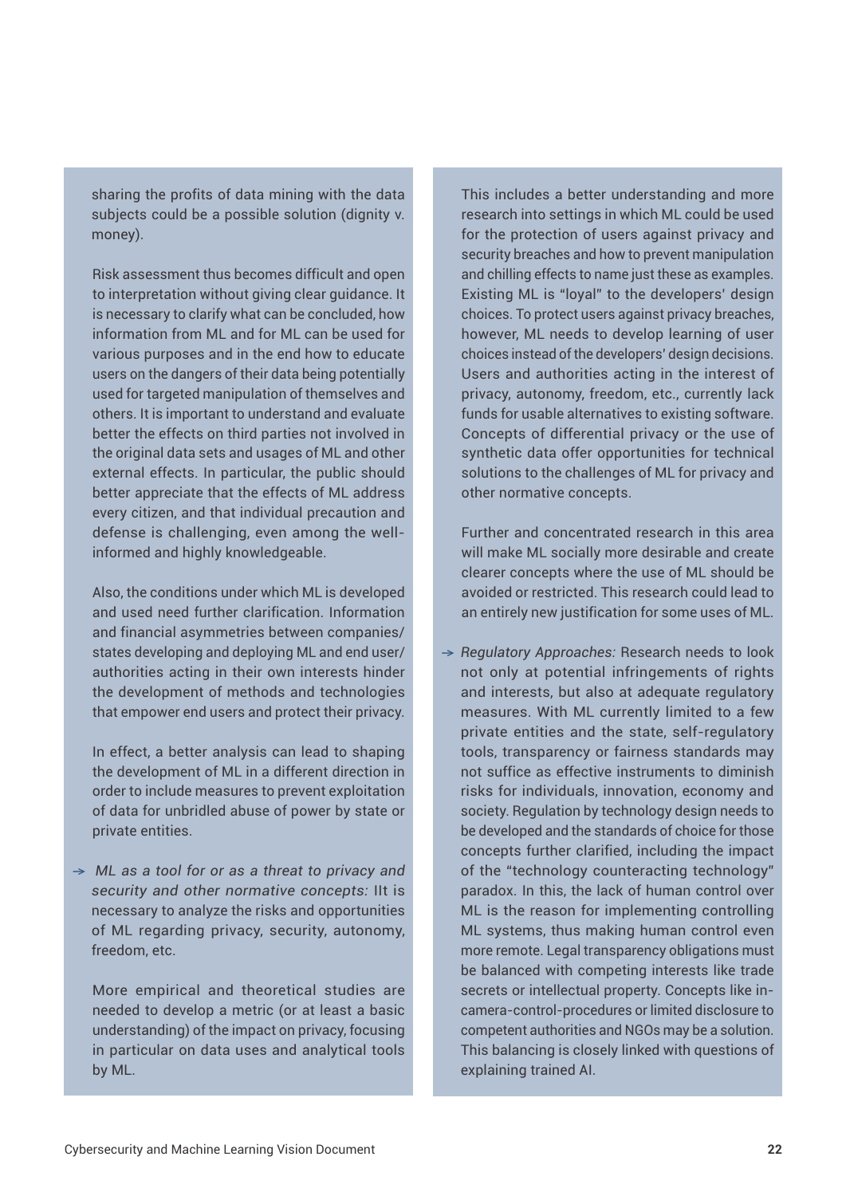sharing the profits of data mining with the data subjects could be a possible solution (dignity v. money).

Risk assessment thus becomes difficult and open to interpretation without giving clear guidance. It is necessary to clarify what can be concluded, how information from ML and for ML can be used for various purposes and in the end how to educate users on the dangers of their data being potentially used for targeted manipulation of themselves and others. It is important to understand and evaluate better the effects on third parties not involved in the original data sets and usages of ML and other external effects. In particular, the public should better appreciate that the effects of ML address every citizen, and that individual precaution and defense is challenging, even among the well-informed and highly knowledgeable.

Also, the conditions under which ML is developed and used need further clarification. Information and financial asymmetries between companies/states developing and deploying ML and end user/authorities acting in their own interests hinder the development of methods and technologies that empower end users and protect their privacy.

In effect, a better analysis can lead to shaping the development of ML in a different direction in order to include measures to prevent exploitation of data for unbridled abuse of power by state or private entities.

- *ML as a tool for or as a threat to privacy and security and other normative concepts:* IIt is necessary to analyze the risks and opportunities of ML regarding privacy, security, autonomy, freedom, etc.

  More empirical and theoretical studies are needed to develop a metric (or at least a basic understanding) of the impact on privacy, focusing in particular on data uses and analytical tools by ML.

  This includes a better understanding and more research into settings in which ML could be used for the protection of users against privacy and security breaches and how to prevent manipulation and chilling effects to name just these as examples. Existing ML is "loyal" to the developers' design choices. To protect users against privacy breaches, however, ML needs to develop learning of user choices instead of the developers' design decisions. Users and authorities acting in the interest of privacy, autonomy, freedom, etc., currently lack funds for usable alternatives to existing software. Concepts of differential privacy or the use of synthetic data offer opportunities for technical solutions to the challenges of ML for privacy and other normative concepts.

  Further and concentrated research in this area will make ML socially more desirable and create clearer concepts where the use of ML should be avoided or restricted. This research could lead to an entirely new justification for some uses of ML.

- *Regulatory Approaches:* Research needs to look not only at potential infringements of rights and interests, but also at adequate regulatory measures. With ML currently limited to a few private entities and the state, self-regulatory tools, transparency or fairness standards may not suffice as effective instruments to diminish risks for individuals, innovation, economy and society. Regulation by technology design needs to be developed and the standards of choice for those concepts further clarified, including the impact of the "technology counteracting technology" paradox. In this, the lack of human control over ML is the reason for implementing controlling ML systems, thus making human control even more remote. Legal transparency obligations must be balanced with competing interests like trade secrets or intellectual property. Concepts like in-camera-control-procedures or limited disclosure to competent authorities and NGOs may be a solution. This balancing is closely linked with questions of explaining trained AI.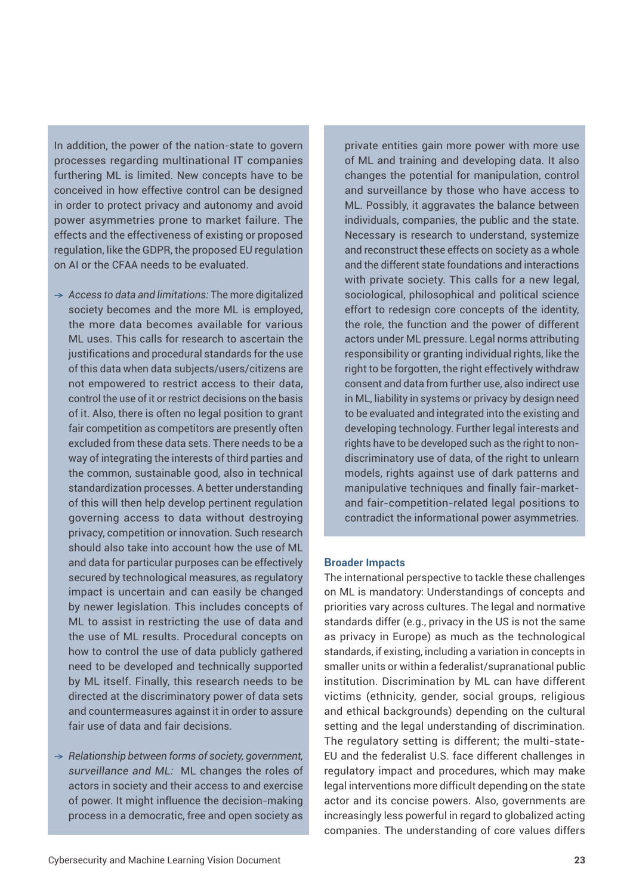In addition, the power of the nation-state to govern processes regarding multinational IT companies furthering ML is limited. New concepts have to be conceived in how effective control can be designed in order to protect privacy and autonomy and avoid power asymmetries prone to market failure. The effects and the effectiveness of existing or proposed regulation, like the GDPR, the proposed EU regulation on AI or the CFAA needs to be evaluated.

- *Access to data and limitations:* The more digitalized society becomes and the more ML is employed, the more data becomes available for various ML uses. This calls for research to ascertain the justifications and procedural standards for the use of this data when data subjects/users/citizens are not empowered to restrict access to their data, control the use of it or restrict decisions on the basis of it. Also, there is often no legal position to grant fair competition as competitors are presently often excluded from these data sets. There needs to be a way of integrating the interests of third parties and the common, sustainable good, also in technical standardization processes. A better understanding of this will then help develop pertinent regulation governing access to data without destroying privacy, competition or innovation. Such research should also take into account how the use of ML and data for particular purposes can be effectively secured by technological measures, as regulatory impact is uncertain and can easily be changed by newer legislation. This includes concepts of ML to assist in restricting the use of data and the use of ML results. Procedural concepts on how to control the use of data publicly gathered need to be developed and technically supported by ML itself. Finally, this research needs to be directed at the discriminatory power of data sets and countermeasures against it in order to assure fair use of data and fair decisions.

- *Relationship between forms of society, government, surveillance and ML:* ML changes the roles of actors in society and their access to and exercise of power. It might influence the decision-making process in a democratic, free and open society as private entities gain more power with more use of ML and training and developing data. It also changes the potential for manipulation, control and surveillance by those who have access to ML. Possibly, it aggravates the balance between individuals, companies, the public and the state. Necessary is research to understand, systemize and reconstruct these effects on society as a whole and the different state foundations and interactions with private society. This calls for a new legal, sociological, philosophical and political science effort to redesign core concepts of the identity, the role, the function and the power of different actors under ML pressure. Legal norms attributing responsibility or granting individual rights, like the right to be forgotten, the right effectively withdraw consent and data from further use, also indirect use in ML, liability in systems or privacy by design need to be evaluated and integrated into the existing and developing technology. Further legal interests and rights have to be developed such as the right to non-discriminatory use of data, of the right to unlearn models, rights against use of dark patterns and manipulative techniques and finally fair-market- and fair-competition-related legal positions to contradict the informational power asymmetries.

### Broader Impacts

The international perspective to tackle these challenges on ML is mandatory: Understandings of concepts and priorities vary across cultures. The legal and normative standards differ (e.g., privacy in the US is not the same as privacy in Europe) as much as the technological standards, if existing, including a variation in concepts in smaller units or within a federalist/supranational public institution. Discrimination by ML can have different victims (ethnicity, gender, social groups, religious and ethical backgrounds) depending on the cultural setting and the legal understanding of discrimination. The regulatory setting is different; the multi-state-EU and the federalist U.S. face different challenges in regulatory impact and procedures, which may make legal interventions more difficult depending on the state actor and its concise powers. Also, governments are increasingly less powerful in regard to globalized acting companies. The understanding of core values differs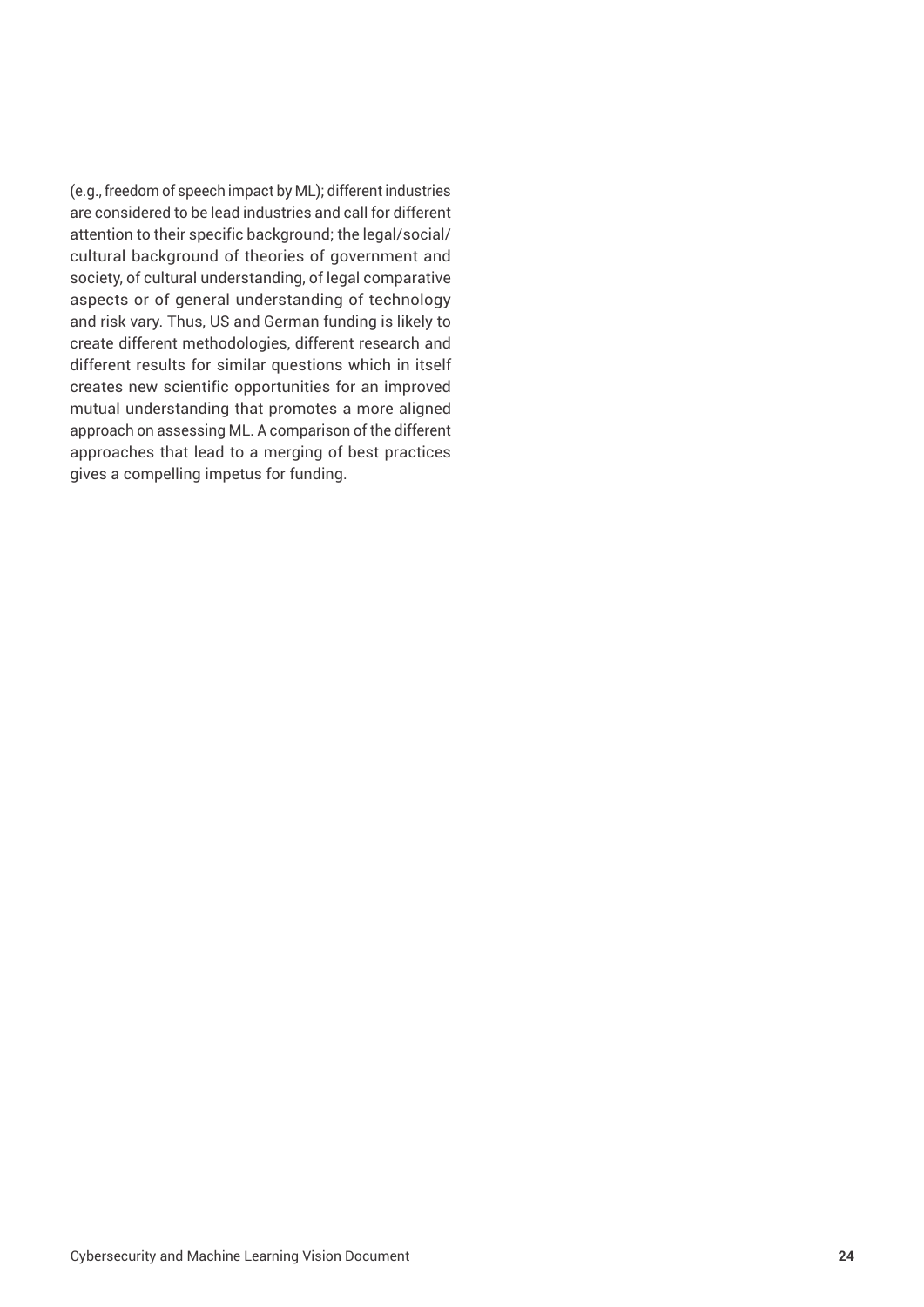(e.g., freedom of speech impact by ML); different industries are considered to be lead industries and call for different attention to their specific background; the legal/social/cultural background of theories of government and society, of cultural understanding, of legal comparative aspects or of general understanding of technology and risk vary. Thus, US and German funding is likely to create different methodologies, different research and different results for similar questions which in itself creates new scientific opportunities for an improved mutual understanding that promotes a more aligned approach on assessing ML. A comparison of the different approaches that lead to a merging of best practices gives a compelling impetus for funding.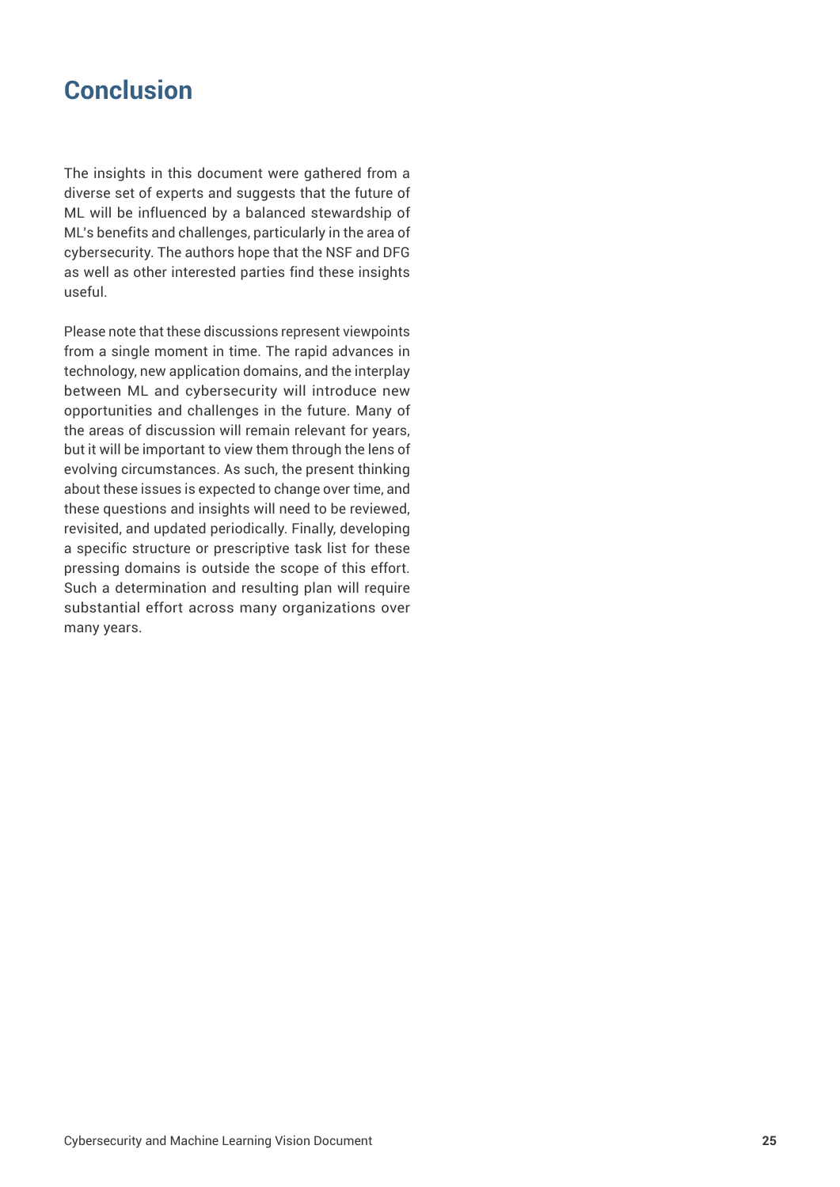# Conclusion

The insights in this document were gathered from a diverse set of experts and suggests that the future of ML will be influenced by a balanced stewardship of ML's benefits and challenges, particularly in the area of cybersecurity. The authors hope that the NSF and DFG as well as other interested parties find these insights useful.

Please note that these discussions represent viewpoints from a single moment in time. The rapid advances in technology, new application domains, and the interplay between ML and cybersecurity will introduce new opportunities and challenges in the future. Many of the areas of discussion will remain relevant for years, but it will be important to view them through the lens of evolving circumstances. As such, the present thinking about these issues is expected to change over time, and these questions and insights will need to be reviewed, revisited, and updated periodically. Finally, developing a specific structure or prescriptive task list for these pressing domains is outside the scope of this effort. Such a determination and resulting plan will require substantial effort across many organizations over many years.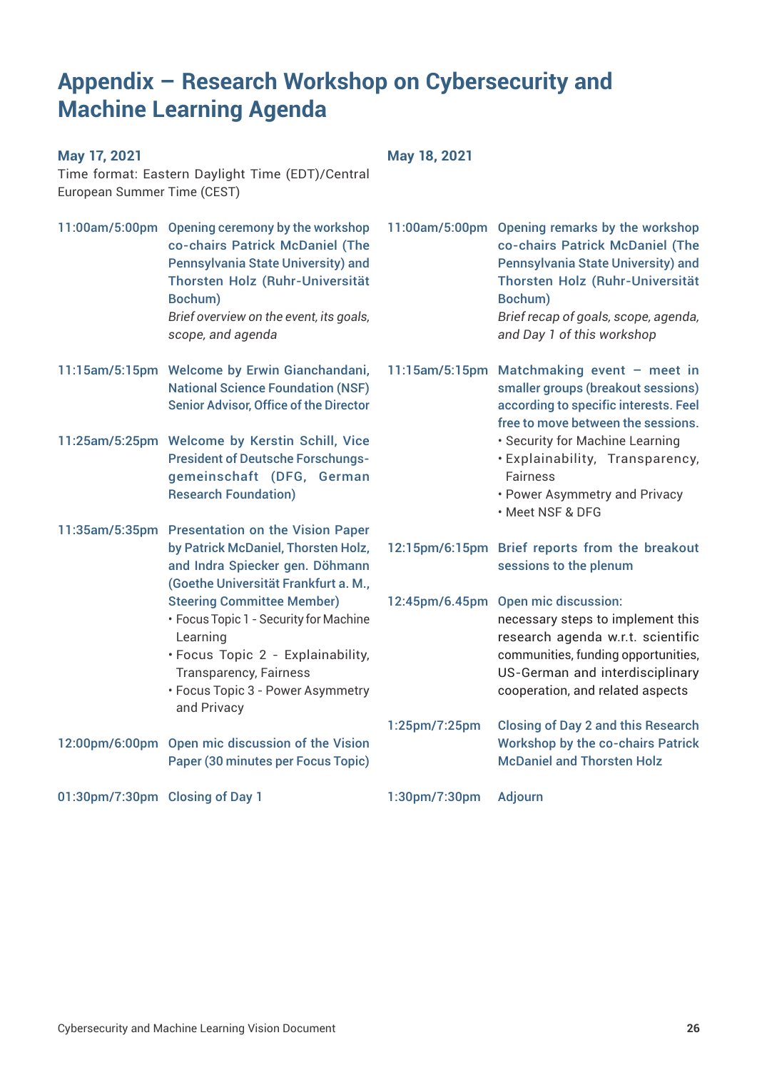# Appendix – Research Workshop on Cybersecurity and Machine Learning Agenda

## May 17, 2021

Time format: Eastern Daylight Time (EDT)/Central European Summer Time (CEST)

**11:00am/5:00pm** **Opening ceremony by the workshop co-chairs Patrick McDaniel (The Pennsylvania State University) and Thorsten Holz (Ruhr-Universität Bochum)**
*Brief overview on the event, its goals, scope, and agenda*

**11:15am/5:15pm** **Welcome by Erwin Gianchandani, National Science Foundation (NSF) Senior Advisor, Office of the Director**

**11:25am/5:25pm** **Welcome by Kerstin Schill, Vice President of Deutsche Forschungsgemeinschaft (DFG, German Research Foundation)**

**11:35am/5:35pm** **Presentation on the Vision Paper by Patrick McDaniel, Thorsten Holz, and Indra Spiecker gen. Döhmann (Goethe Universität Frankfurt a. M., Steering Committee Member)**

- Focus Topic 1 - Security for Machine Learning
- Focus Topic 2 - Explainability, Transparency, Fairness
- Focus Topic 3 - Power Asymmetry and Privacy

**12:00pm/6:00pm** **Open mic discussion of the Vision Paper (30 minutes per Focus Topic)**

**01:30pm/7:30pm** **Closing of Day 1**

## May 18, 2021

**11:00am/5:00pm** **Opening remarks by the workshop co-chairs Patrick McDaniel (The Pennsylvania State University) and Thorsten Holz (Ruhr-Universität Bochum)**
*Brief recap of goals, scope, agenda, and Day 1 of this workshop*

**11:15am/5:15pm** **Matchmaking event – meet in smaller groups (breakout sessions) according to specific interests. Feel free to move between the sessions.**

- Security for Machine Learning
- Explainability, Transparency, Fairness
- Power Asymmetry and Privacy
- Meet NSF & DFG

**12:15pm/6:15pm** **Brief reports from the breakout sessions to the plenum**

**12:45pm/6.45pm** **Open mic discussion:**
necessary steps to implement this research agenda w.r.t. scientific communities, funding opportunities, US-German and interdisciplinary cooperation, and related aspects

**1:25pm/7:25pm** **Closing of Day 2 and this Research Workshop by the co-chairs Patrick McDaniel and Thorsten Holz**

**1:30pm/7:30pm** **Adjourn**